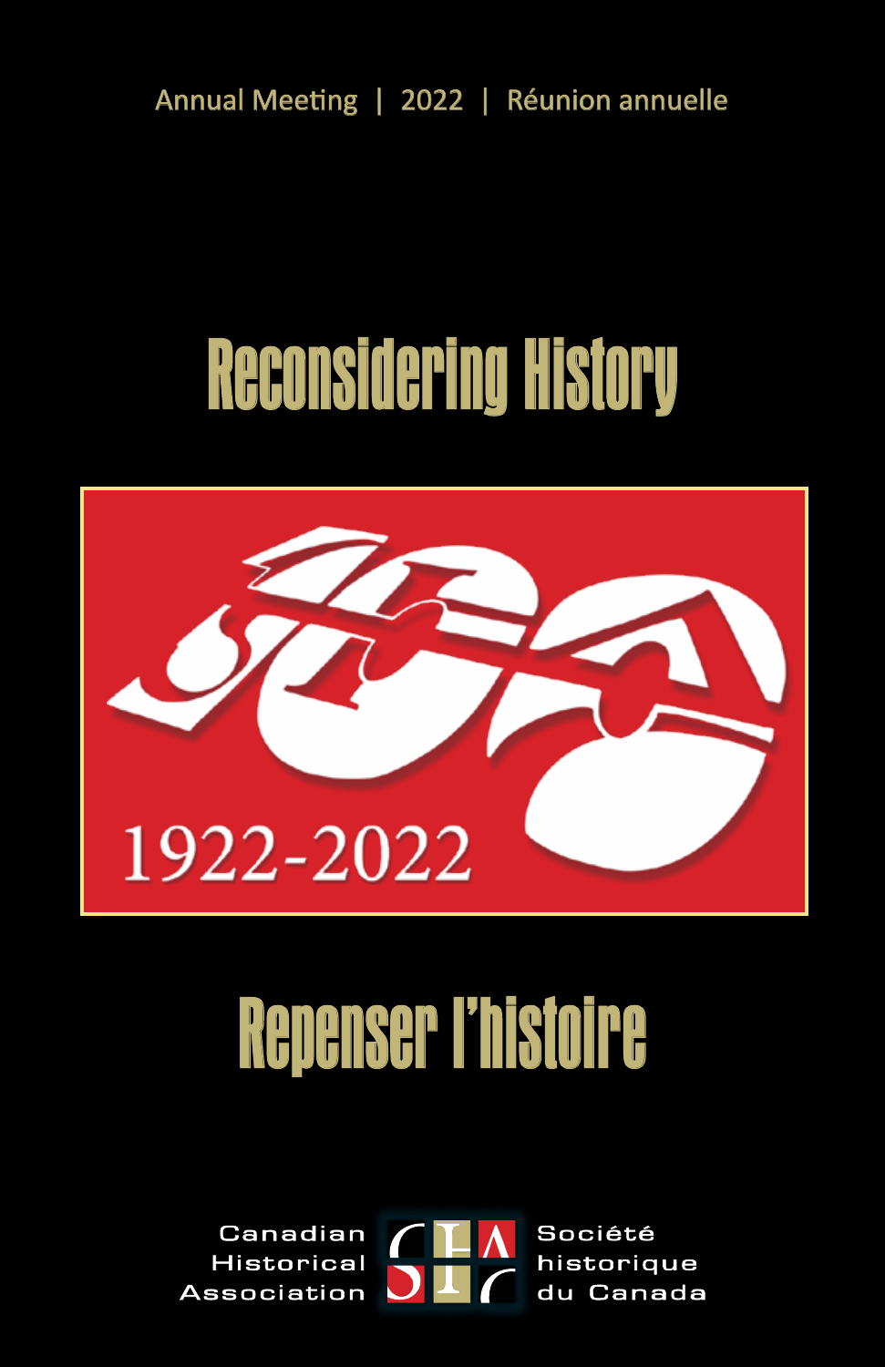Annual Meeting | 2022 | Réunion annuelle

# Reconsidering History

1922-2022

# Repenser l'histoire

Canadian Historical Association

Société historique du Canada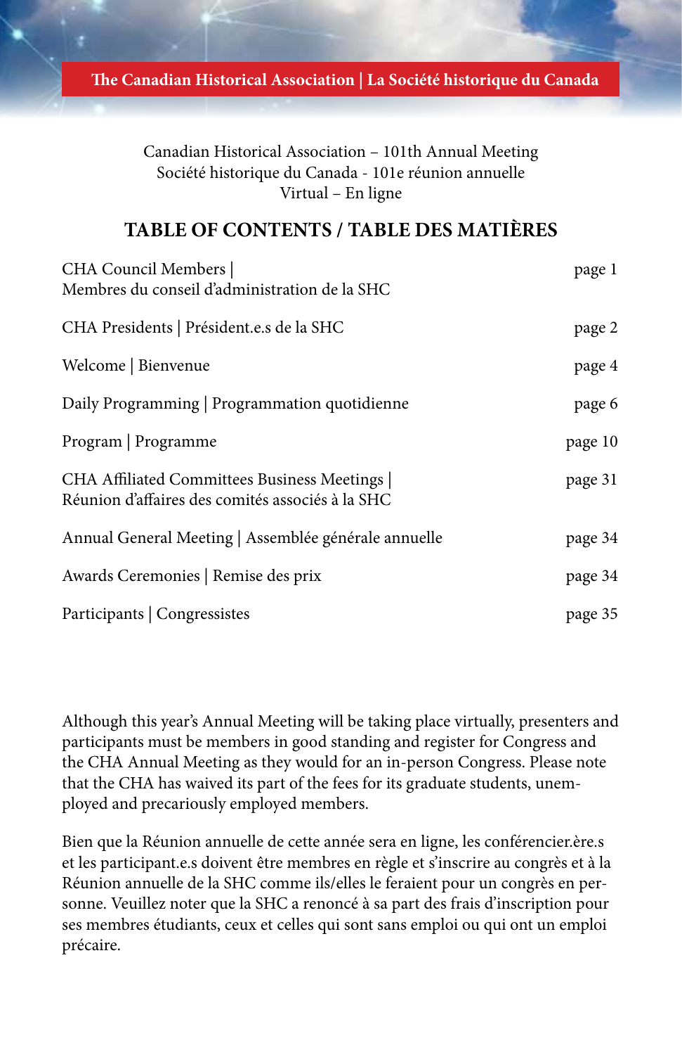The Canadian Historical Association | La Société historique du Canada

Canadian Historical Association – 101th Annual Meeting
Société historique du Canada - 101e réunion annuelle
Virtual – En ligne

## TABLE OF CONTENTS / TABLE DES MATIÈRES

| | |
|---|---|
| CHA Council Members \| Membres du conseil d'administration de la SHC | page 1 |
| CHA Presidents \| Président.e.s de la SHC | page 2 |
| Welcome \| Bienvenue | page 4 |
| Daily Programming \| Programmation quotidienne | page 6 |
| Program \| Programme | page 10 |
| CHA Affiliated Committees Business Meetings \| Réunion d'affaires des comités associés à la SHC | page 31 |
| Annual General Meeting \| Assemblée générale annuelle | page 34 |
| Awards Ceremonies \| Remise des prix | page 34 |
| Participants \| Congressistes | page 35 |

Although this year's Annual Meeting will be taking place virtually, presenters and participants must be members in good standing and register for Congress and the CHA Annual Meeting as they would for an in-person Congress. Please note that the CHA has waived its part of the fees for its graduate students, unemployed and precariously employed members.

Bien que la Réunion annuelle de cette année sera en ligne, les conférencier.ère.s et les participant.e.s doivent être membres en règle et s'inscrire au congrès et à la Réunion annuelle de la SHC comme ils/elles le feraient pour un congrès en personne. Veuillez noter que la SHC a renoncé à sa part des frais d'inscription pour ses membres étudiants, ceux et celles qui sont sans emploi ou qui ont un emploi précaire.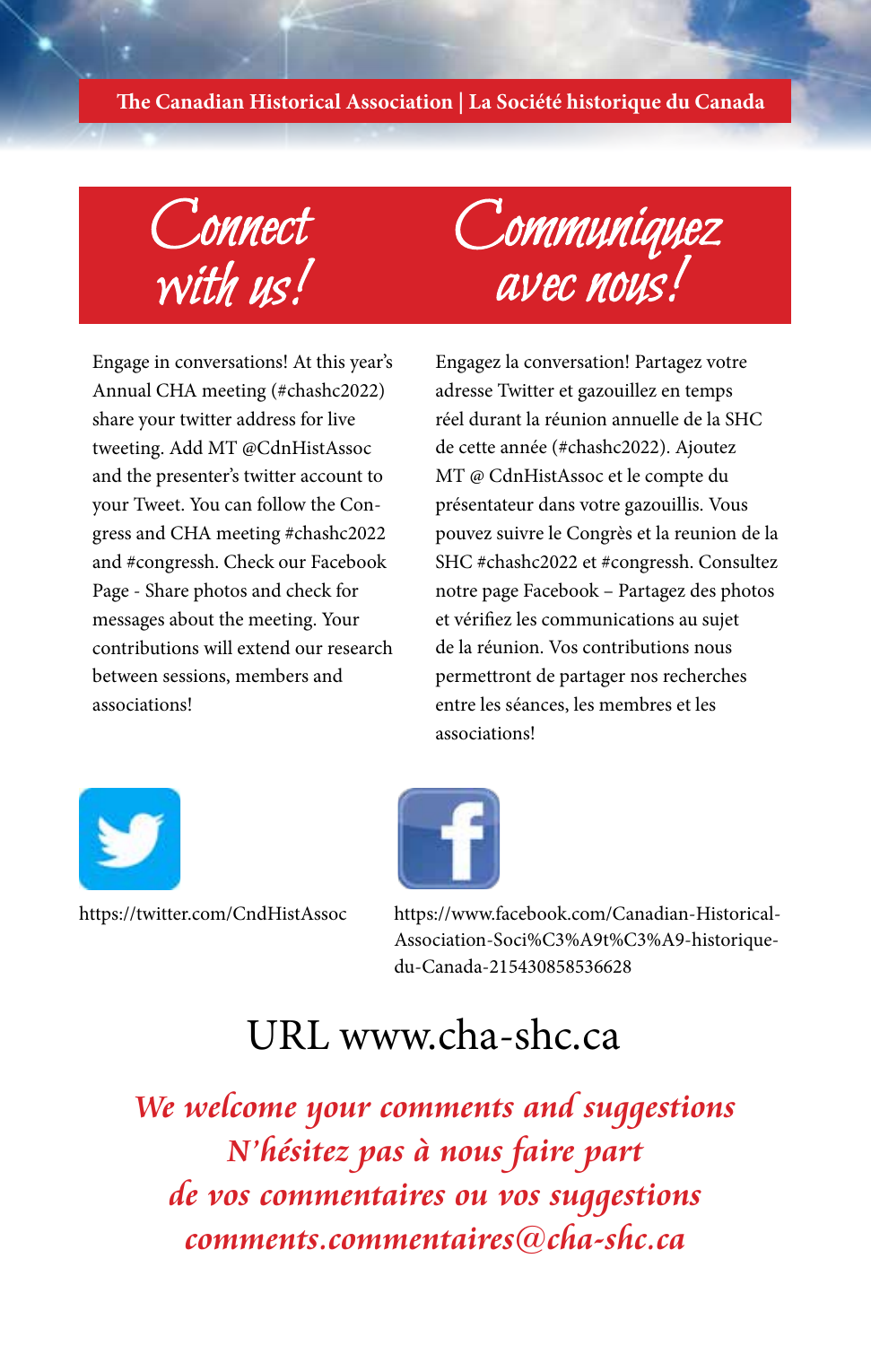# Connect with us!

Engage in conversations! At this year's Annual CHA meeting (#chashc2022) share your twitter address for live tweeting. Add MT @CdnHistAssoc and the presenter's twitter account to your Tweet. You can follow the Congress and CHA meeting #chashc2022 and #congressh. Check our Facebook Page - Share photos and check for messages about the meeting. Your contributions will extend our research between sessions, members and associations!

# Communiquez avec nous!

Engagez la conversation! Partagez votre adresse Twitter et gazouillez en temps réel durant la réunion annuelle de la SHC de cette année (#chashc2022). Ajoutez MT @ CdnHistAssoc et le compte du présentateur dans votre gazouillis. Vous pouvez suivre le Congrès et la reunion de la SHC #chashc2022 et #congressh. Consultez notre page Facebook – Partagez des photos et vérifiez les communications au sujet de la réunion. Vos contributions nous permettront de partager nos recherches entre les séances, les membres et les associations!

https://twitter.com/CndHistAssoc

https://www.facebook.com/Canadian-Historical-Association-Soci%C3%A9t%C3%A9-historique-du-Canada-215430858536628

## URL www.cha-shc.ca

*We welcome your comments and suggestions*
*N'hésitez pas à nous faire part de vos commentaires ou vos suggestions*
*comments.commentaires@cha-shc.ca*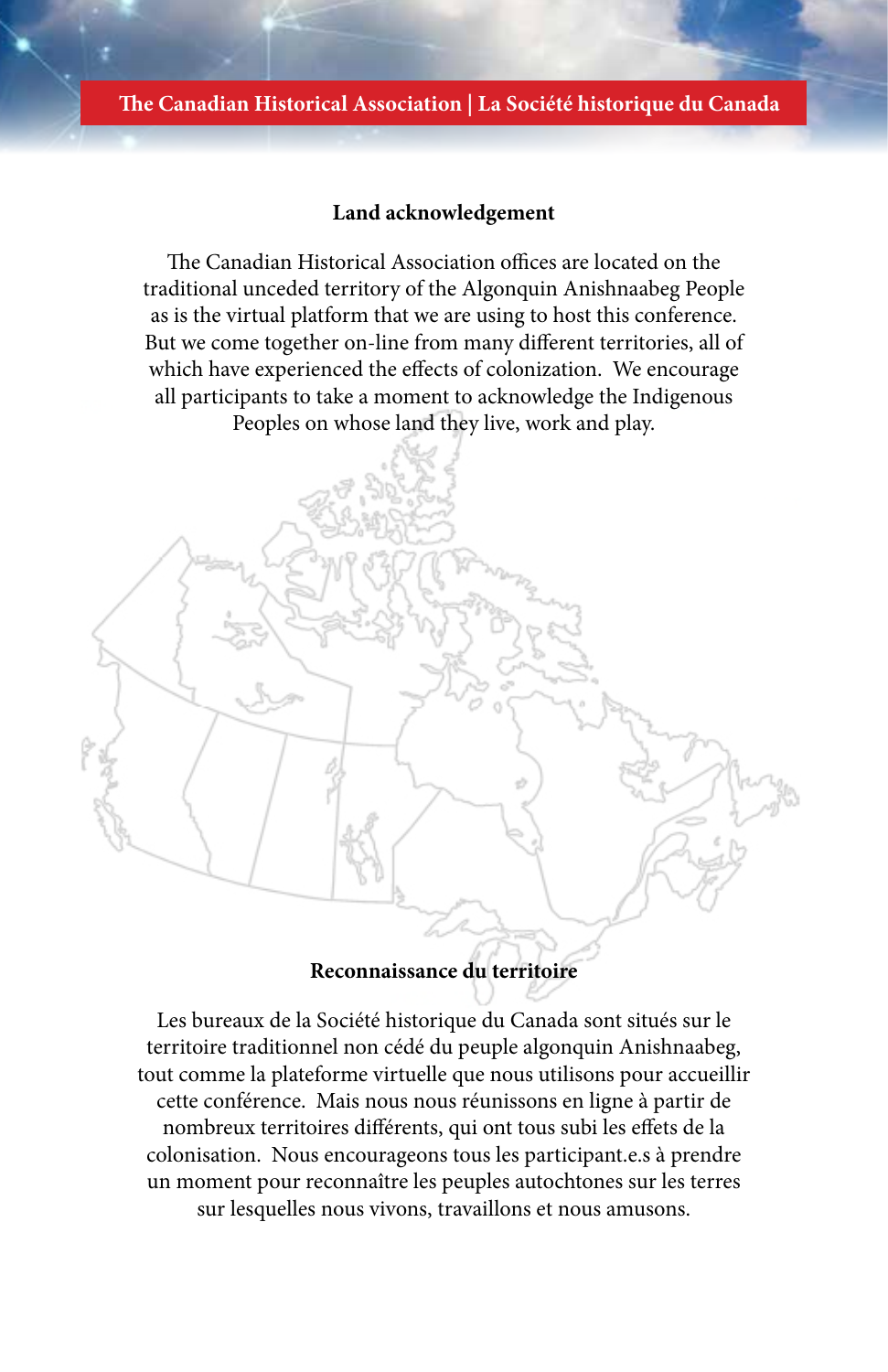## Land acknowledgement

The Canadian Historical Association offices are located on the traditional unceded territory of the Algonquin Anishnaabeg People as is the virtual platform that we are using to host this conference. But we come together on-line from many different territories, all of which have experienced the effects of colonization. We encourage all participants to take a moment to acknowledge the Indigenous Peoples on whose land they live, work and play.

## Reconnaissance du territoire

Les bureaux de la Société historique du Canada sont situés sur le territoire traditionnel non cédé du peuple algonquin Anishnaabeg, tout comme la plateforme virtuelle que nous utilisons pour accueillir cette conférence. Mais nous nous réunissons en ligne à partir de nombreux territoires différents, qui ont tous subi les effets de la colonisation. Nous encourageons tous les participant.e.s à prendre un moment pour reconnaître les peuples autochtones sur les terres sur lesquelles nous vivons, travaillons et nous amusons.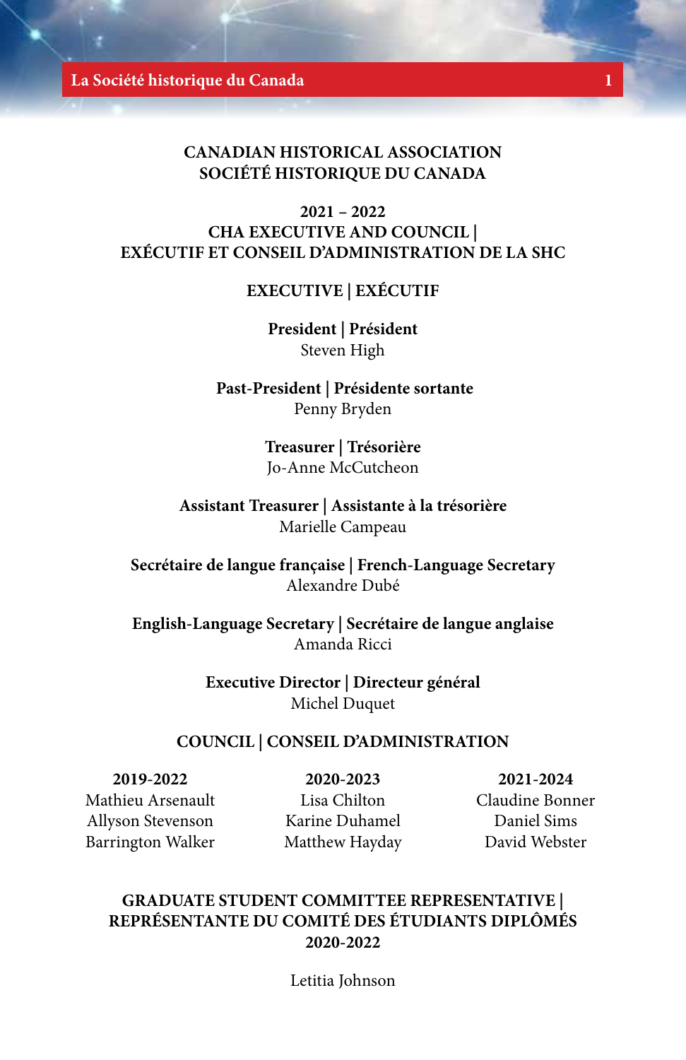# CANADIAN HISTORICAL ASSOCIATION
# SOCIÉTÉ HISTORIQUE DU CANADA

## 2021 – 2022
## CHA EXECUTIVE AND COUNCIL | EXÉCUTIF ET CONSEIL D'ADMINISTRATION DE LA SHC

### EXECUTIVE | EXÉCUTIF

**President | Président**
Steven High

**Past-President | Présidente sortante**
Penny Bryden

**Treasurer | Trésorière**
Jo-Anne McCutcheon

**Assistant Treasurer | Assistante à la trésorière**
Marielle Campeau

**Secrétaire de langue française | French-Language Secretary**
Alexandre Dubé

**English-Language Secretary | Secrétaire de langue anglaise**
Amanda Ricci

**Executive Director | Directeur général**
Michel Duquet

### COUNCIL | CONSEIL D'ADMINISTRATION

| 2019-2022 | 2020-2023 | 2021-2024 |
|---|---|---|
| Mathieu Arsenault | Lisa Chilton | Claudine Bonner |
| Allyson Stevenson | Karine Duhamel | Daniel Sims |
| Barrington Walker | Matthew Hayday | David Webster |

### GRADUATE STUDENT COMMITTEE REPRESENTATIVE | REPRÉSENTANTE DU COMITÉ DES ÉTUDIANTS DIPLÔMÉS 2020-2022

Letitia Johnson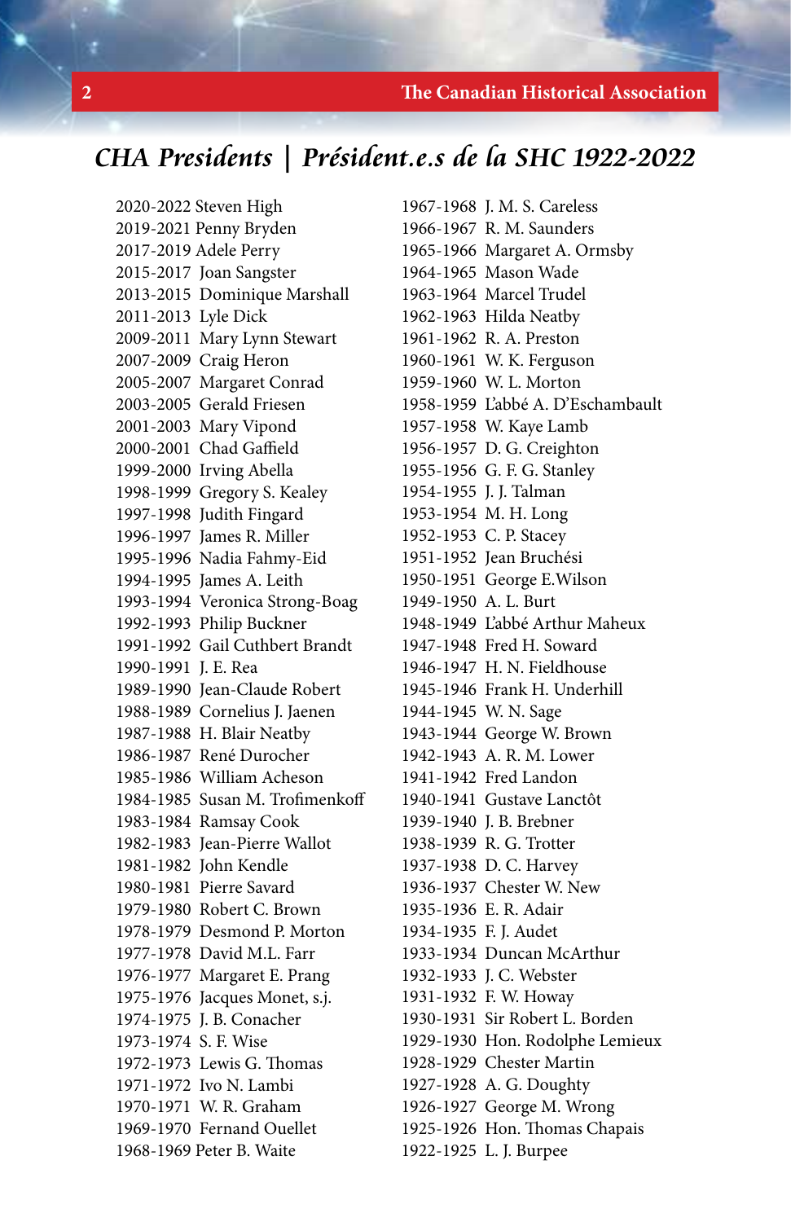# *CHA Presidents | Président.e.s de la SHC 1922-2022*

2020-2022 Steven High
2019-2021 Penny Bryden
2017-2019 Adele Perry
2015-2017 Joan Sangster
2013-2015 Dominique Marshall
2011-2013 Lyle Dick
2009-2011 Mary Lynn Stewart
2007-2009 Craig Heron
2005-2007 Margaret Conrad
2003-2005 Gerald Friesen
2001-2003 Mary Vipond
2000-2001 Chad Gaffield
1999-2000 Irving Abella
1998-1999 Gregory S. Kealey
1997-1998 Judith Fingard
1996-1997 James R. Miller
1995-1996 Nadia Fahmy-Eid
1994-1995 James A. Leith
1993-1994 Veronica Strong-Boag
1992-1993 Philip Buckner
1991-1992 Gail Cuthbert Brandt
1990-1991 J. E. Rea
1989-1990 Jean-Claude Robert
1988-1989 Cornelius J. Jaenen
1987-1988 H. Blair Neatby
1986-1987 René Durocher
1985-1986 William Acheson
1984-1985 Susan M. Trofimenkoff
1983-1984 Ramsay Cook
1982-1983 Jean-Pierre Wallot
1981-1982 John Kendle
1980-1981 Pierre Savard
1979-1980 Robert C. Brown
1978-1979 Desmond P. Morton
1977-1978 David M.L. Farr
1976-1977 Margaret E. Prang
1975-1976 Jacques Monet, s.j.
1974-1975 J. B. Conacher
1973-1974 S. F. Wise
1972-1973 Lewis G. Thomas
1971-1972 Ivo N. Lambi
1970-1971 W. R. Graham
1969-1970 Fernand Ouellet
1968-1969 Peter B. Waite
1967-1968 J. M. S. Careless
1966-1967 R. M. Saunders
1965-1966 Margaret A. Ormsby
1964-1965 Mason Wade
1963-1964 Marcel Trudel
1962-1963 Hilda Neatby
1961-1962 R. A. Preston
1960-1961 W. K. Ferguson
1959-1960 W. L. Morton
1958-1959 L'abbé A. D'Eschambault
1957-1958 W. Kaye Lamb
1956-1957 D. G. Creighton
1955-1956 G. F. G. Stanley
1954-1955 J. J. Talman
1953-1954 M. H. Long
1952-1953 C. P. Stacey
1951-1952 Jean Bruchési
1950-1951 George E.Wilson
1949-1950 A. L. Burt
1948-1949 L'abbé Arthur Maheux
1947-1948 Fred H. Soward
1946-1947 H. N. Fieldhouse
1945-1946 Frank H. Underhill
1944-1945 W. N. Sage
1943-1944 George W. Brown
1942-1943 A. R. M. Lower
1941-1942 Fred Landon
1940-1941 Gustave Lanctôt
1939-1940 J. B. Brebner
1938-1939 R. G. Trotter
1937-1938 D. C. Harvey
1936-1937 Chester W. New
1935-1936 E. R. Adair
1934-1935 F. J. Audet
1933-1934 Duncan McArthur
1932-1933 J. C. Webster
1931-1932 F. W. Howay
1930-1931 Sir Robert L. Borden
1929-1930 Hon. Rodolphe Lemieux
1928-1929 Chester Martin
1927-1928 A. G. Doughty
1926-1927 George M. Wrong
1925-1926 Hon. Thomas Chapais
1922-1925 L. J. Burpee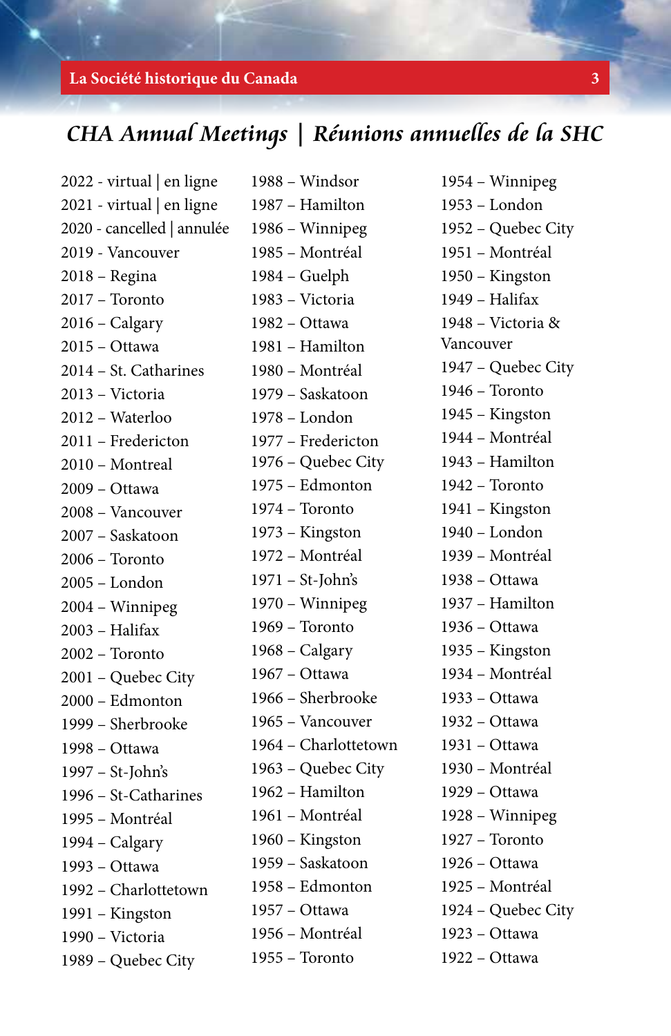# *CHA Annual Meetings | Réunions annuelles de la SHC*

2022 - virtual | en ligne
2021 - virtual | en ligne
2020 - cancelled | annulée
2019 - Vancouver
2018 – Regina
2017 – Toronto
2016 – Calgary
2015 – Ottawa
2014 – St. Catharines
2013 – Victoria
2012 – Waterloo
2011 – Fredericton
2010 – Montreal
2009 – Ottawa
2008 – Vancouver
2007 – Saskatoon
2006 – Toronto
2005 – London
2004 – Winnipeg
2003 – Halifax
2002 – Toronto
2001 – Quebec City
2000 – Edmonton
1999 – Sherbrooke
1998 – Ottawa
1997 – St-John's
1996 – St-Catharines
1995 – Montréal
1994 – Calgary
1993 – Ottawa
1992 – Charlottetown
1991 – Kingston
1990 – Victoria
1989 – Quebec City
1988 – Windsor
1987 – Hamilton
1986 – Winnipeg
1985 – Montréal
1984 – Guelph
1983 – Victoria
1982 – Ottawa
1981 – Hamilton
1980 – Montréal
1979 – Saskatoon
1978 – London
1977 – Fredericton
1976 – Quebec City
1975 – Edmonton
1974 – Toronto
1973 – Kingston
1972 – Montréal
1971 – St-John's
1970 – Winnipeg
1969 – Toronto
1968 – Calgary
1967 – Ottawa
1966 – Sherbrooke
1965 – Vancouver
1964 – Charlottetown
1963 – Quebec City
1962 – Hamilton
1961 – Montréal
1960 – Kingston
1959 – Saskatoon
1958 – Edmonton
1957 – Ottawa
1956 – Montréal
1955 – Toronto
1954 – Winnipeg
1953 – London
1952 – Quebec City
1951 – Montréal
1950 – Kingston
1949 – Halifax
1948 – Victoria & Vancouver
1947 – Quebec City
1946 – Toronto
1945 – Kingston
1944 – Montréal
1943 – Hamilton
1942 – Toronto
1941 – Kingston
1940 – London
1939 – Montréal
1938 – Ottawa
1937 – Hamilton
1936 – Ottawa
1935 – Kingston
1934 – Montréal
1933 – Ottawa
1932 – Ottawa
1931 – Ottawa
1930 – Montréal
1929 – Ottawa
1928 – Winnipeg
1927 – Toronto
1926 – Ottawa
1925 – Montréal
1924 – Quebec City
1923 – Ottawa
1922 – Ottawa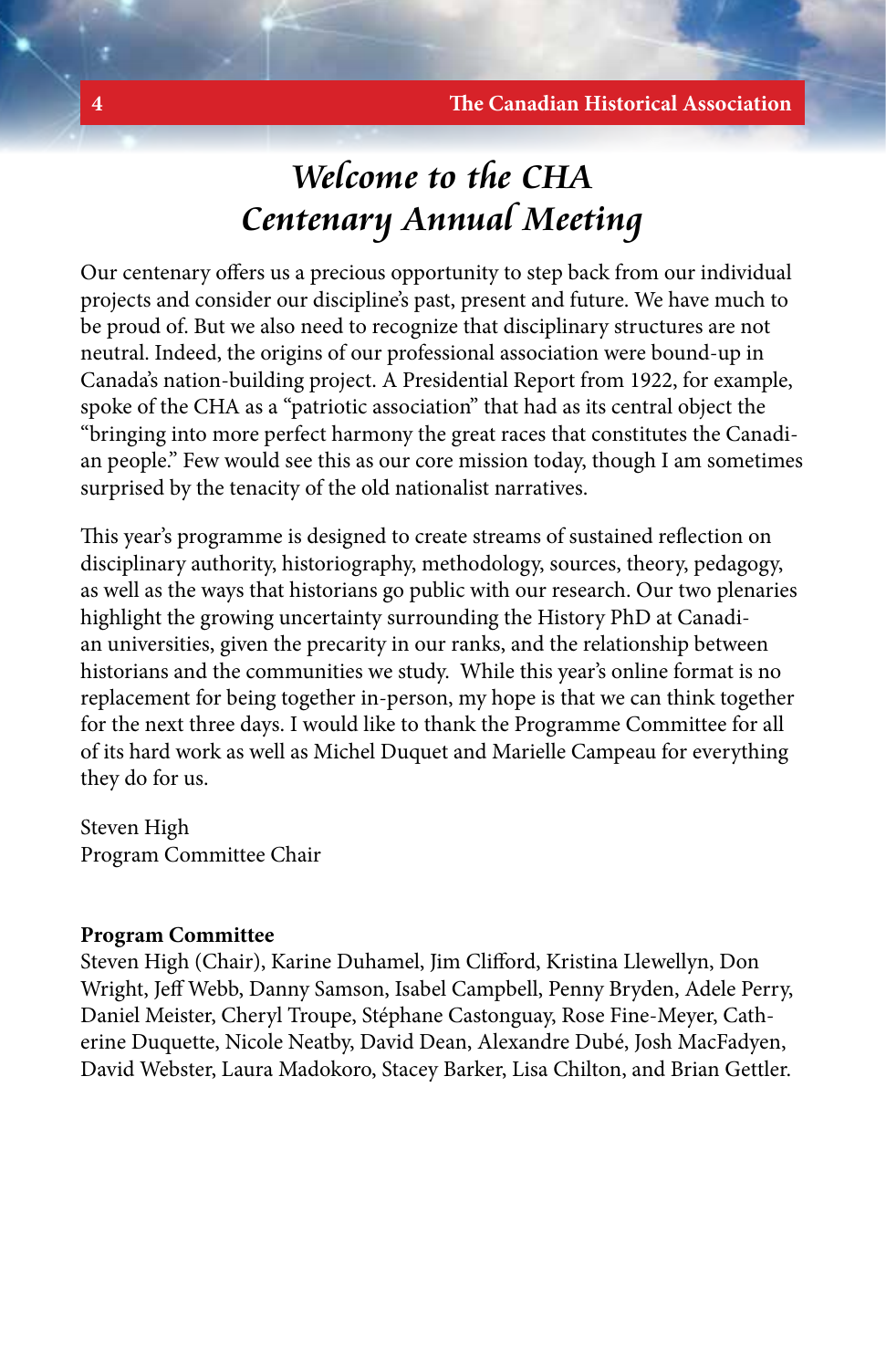# *Welcome to the CHA Centenary Annual Meeting*

Our centenary offers us a precious opportunity to step back from our individual projects and consider our discipline's past, present and future. We have much to be proud of. But we also need to recognize that disciplinary structures are not neutral. Indeed, the origins of our professional association were bound-up in Canada's nation-building project. A Presidential Report from 1922, for example, spoke of the CHA as a "patriotic association" that had as its central object the "bringing into more perfect harmony the great races that constitutes the Canadian people." Few would see this as our core mission today, though I am sometimes surprised by the tenacity of the old nationalist narratives.

This year's programme is designed to create streams of sustained reflection on disciplinary authority, historiography, methodology, sources, theory, pedagogy, as well as the ways that historians go public with our research. Our two plenaries highlight the growing uncertainty surrounding the History PhD at Canadian universities, given the precarity in our ranks, and the relationship between historians and the communities we study. While this year's online format is no replacement for being together in-person, my hope is that we can think together for the next three days. I would like to thank the Programme Committee for all of its hard work as well as Michel Duquet and Marielle Campeau for everything they do for us.

Steven High
Program Committee Chair

**Program Committee**
Steven High (Chair), Karine Duhamel, Jim Clifford, Kristina Llewellyn, Don Wright, Jeff Webb, Danny Samson, Isabel Campbell, Penny Bryden, Adele Perry, Daniel Meister, Cheryl Troupe, Stéphane Castonguay, Rose Fine-Meyer, Catherine Duquette, Nicole Neatby, David Dean, Alexandre Dubé, Josh MacFadyen, David Webster, Laura Madokoro, Stacey Barker, Lisa Chilton, and Brian Gettler.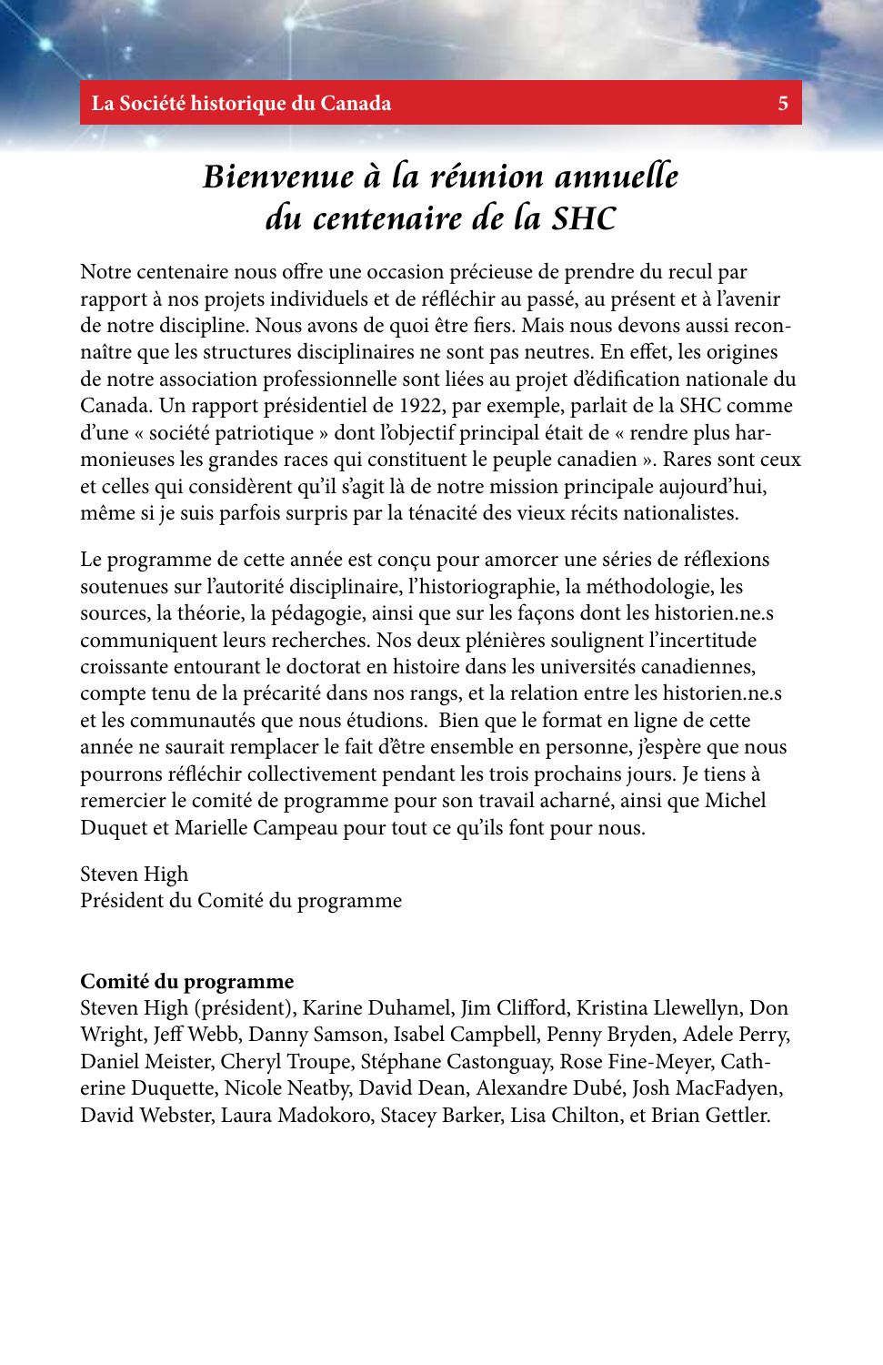# *Bienvenue à la réunion annuelle du centenaire de la SHC*

Notre centenaire nous offre une occasion précieuse de prendre du recul par rapport à nos projets individuels et de réfléchir au passé, au présent et à l'avenir de notre discipline. Nous avons de quoi être fiers. Mais nous devons aussi reconnaître que les structures disciplinaires ne sont pas neutres. En effet, les origines de notre association professionnelle sont liées au projet d'édification nationale du Canada. Un rapport présidentiel de 1922, par exemple, parlait de la SHC comme d'une « société patriotique » dont l'objectif principal était de « rendre plus harmonieuses les grandes races qui constituent le peuple canadien ». Rares sont ceux et celles qui considèrent qu'il s'agit là de notre mission principale aujourd'hui, même si je suis parfois surpris par la ténacité des vieux récits nationalistes.

Le programme de cette année est conçu pour amorcer une séries de réflexions soutenues sur l'autorité disciplinaire, l'historiographie, la méthodologie, les sources, la théorie, la pédagogie, ainsi que sur les façons dont les historien.ne.s communiquent leurs recherches. Nos deux plénières soulignent l'incertitude croissante entourant le doctorat en histoire dans les universités canadiennes, compte tenu de la précarité dans nos rangs, et la relation entre les historien.ne.s et les communautés que nous étudions. Bien que le format en ligne de cette année ne saurait remplacer le fait d'être ensemble en personne, j'espère que nous pourrons réfléchir collectivement pendant les trois prochains jours. Je tiens à remercier le comité de programme pour son travail acharné, ainsi que Michel Duquet et Marielle Campeau pour tout ce qu'ils font pour nous.

Steven High
Président du Comité du programme

**Comité du programme**
Steven High (président), Karine Duhamel, Jim Clifford, Kristina Llewellyn, Don Wright, Jeff Webb, Danny Samson, Isabel Campbell, Penny Bryden, Adele Perry, Daniel Meister, Cheryl Troupe, Stéphane Castonguay, Rose Fine-Meyer, Catherine Duquette, Nicole Neatby, David Dean, Alexandre Dubé, Josh MacFadyen, David Webster, Laura Madokoro, Stacey Barker, Lisa Chilton, et Brian Gettler.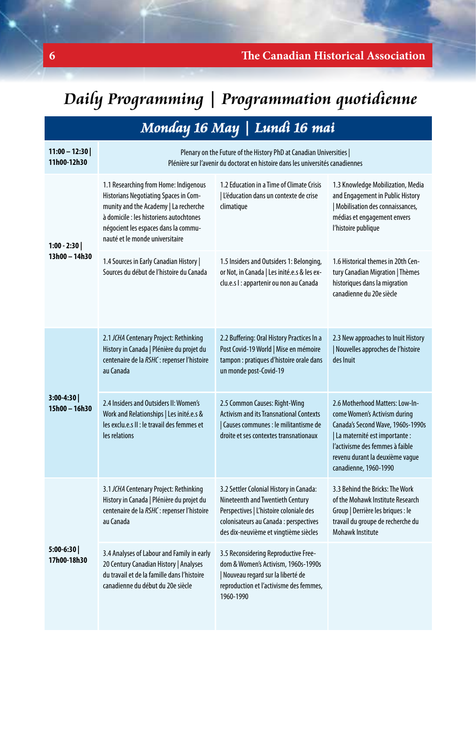# Daily Programming | Programmation quotidienne

## Monday 16 May | Lundi 16 mai

| Time | | | |
|---|---|---|---|
| **11:00 – 12:30 \| 11h00-12h30** | Plenary on the Future of the History PhD at Canadian Universities \| Plénière sur l'avenir du doctorat en histoire dans les universités canadiennes | | |
| **1:00 - 2:30 \| 13h00 – 14h30** | 1.1 Researching from Home: Indigenous Historians Negotiating Spaces in Community and the Academy \| La recherche à domicile : les historiens autochtones négocient les espaces dans la communauté et le monde universitaire | 1.2 Education in a Time of Climate Crisis \| L'éducation dans un contexte de crise climatique | 1.3 Knowledge Mobilization, Media and Engagement in Public History \| Mobilisation des connaissances, médias et engagement envers l'histoire publique |
| | 1.4 Sources in Early Canadian History \| Sources du début de l'histoire du Canada | 1.5 Insiders and Outsiders 1: Belonging, or Not, in Canada \| Les inité.e.s & les exclu.e.s I : appartenir ou non au Canada | 1.6 Historical themes in 20th Century Canadian Migration \| Thèmes historiques dans la migration canadienne du 20e siècle |
| **3:00-4:30 \| 15h00 – 16h30** | 2.1 *JCHA* Centenary Project: Rethinking History in Canada \| Plénière du projet du centenaire de la *RSHC* : repenser l'histoire au Canada | 2.2 Buffering: Oral History Practices In a Post Covid-19 World \| Mise en mémoire tampon : pratiques d'histoire orale dans un monde post-Covid-19 | 2.3 New approaches to Inuit History \| Nouvelles approches de l'histoire des Inuit |
| | 2.4 Insiders and Outsiders II: Women's Work and Relationships \| Les inité.e.s & les exclu.e.s II : le travail des femmes et les relations | 2.5 Common Causes: Right-Wing Activism and its Transnational Contexts \| Causes communes : le militantisme de droite et ses contextes transnationaux | 2.6 Motherhood Matters: Low-Income Women's Activism during Canada's Second Wave, 1960s-1990s \| La maternité est importante : l'activisme des femmes à faible revenu durant la deuxième vague canadienne, 1960-1990 |
| **5:00-6:30 \| 17h00-18h30** | 3.1 *JCHA* Centenary Project: Rethinking History in Canada \| Plénière du projet du centenaire de la *RSHC* : repenser l'histoire au Canada | 3.2 Settler Colonial History in Canada: Nineteenth and Twentieth Century Perspectives \| L'histoire coloniale des colonisateurs au Canada : perspectives des dix-neuvième et vingtième siècles | 3.3 Behind the Bricks: The Work of the Mohawk Institute Research Group \| Derrière les briques : le travail du groupe de recherche du Mohawk Institute |
| | 3.4 Analyses of Labour and Family in early 20 Century Canadian History \| Analyses du travail et de la famille dans l'histoire canadienne du début du 20e siècle | 3.5 Reconsidering Reproductive Freedom & Women's Activism, 1960s-1990s \| Nouveau regard sur la liberté de reproduction et l'activisme des femmes, 1960-1990 | |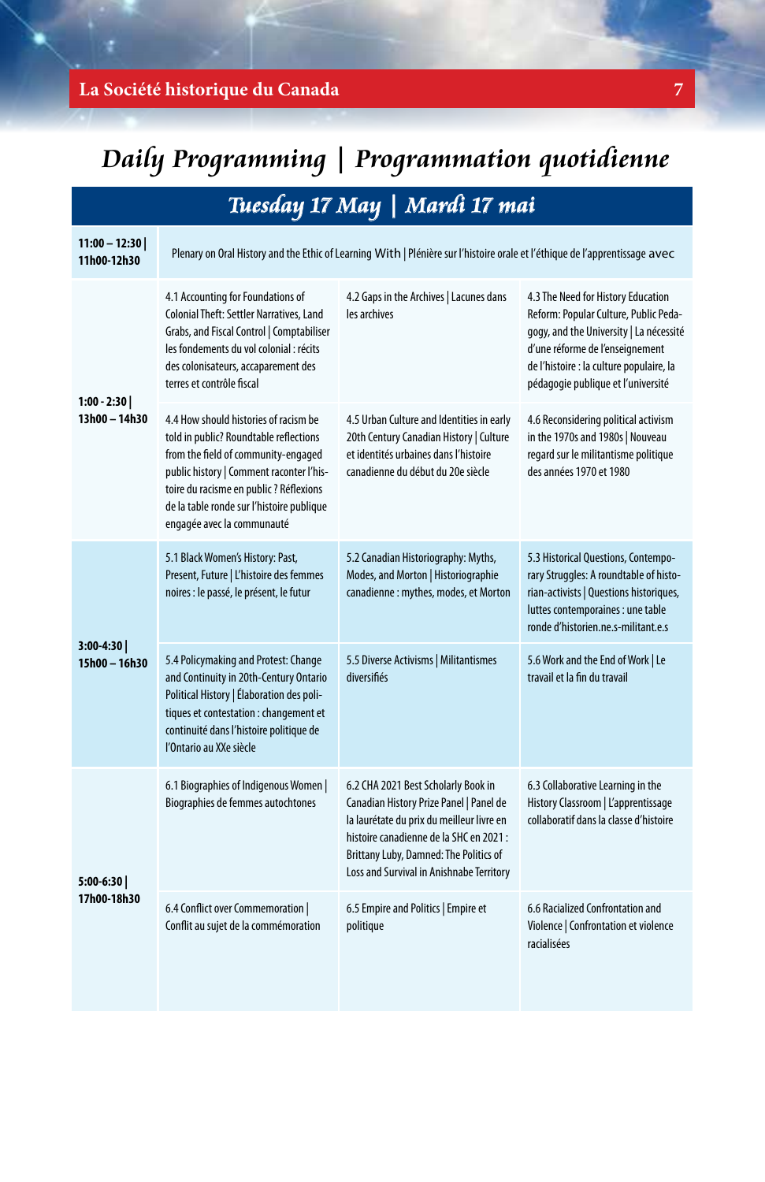# Daily Programming | Programmation quotidienne

## Tuesday 17 May | Mardi 17 mai

| Time | | | |
|---|---|---|---|
| **11:00 – 12:30 \| 11h00-12h30** | Plenary on Oral History and the Ethic of Learning With \| Plénière sur l'histoire orale et l'éthique de l'apprentissage avec | | |
| **1:00 - 2:30 \| 13h00 – 14h30** | 4.1 Accounting for Foundations of Colonial Theft: Settler Narratives, Land Grabs, and Fiscal Control \| Comptabiliser les fondements du vol colonial : récits des colonisateurs, accaparement des terres et contrôle fiscal | 4.2 Gaps in the Archives \| Lacunes dans les archives | 4.3 The Need for History Education Reform: Popular Culture, Public Pedagogy, and the University \| La nécessité d'une réforme de l'enseignement de l'histoire : la culture populaire, la pédagogie publique et l'université |
| | 4.4 How should histories of racism be told in public? Roundtable reflections from the field of community-engaged public history \| Comment raconter l'histoire du racisme en public ? Réflexions de la table ronde sur l'histoire publique engagée avec la communauté | 4.5 Urban Culture and Identities in early 20th Century Canadian History \| Culture et identités urbaines dans l'histoire canadienne du début du 20e siècle | 4.6 Reconsidering political activism in the 1970s and 1980s \| Nouveau regard sur le militantisme politique des années 1970 et 1980 |
| **3:00-4:30 \| 15h00 – 16h30** | 5.1 Black Women's History: Past, Present, Future \| L'histoire des femmes noires : le passé, le présent, le futur | 5.2 Canadian Historiography: Myths, Modes, and Morton \| Historiographie canadienne : mythes, modes, et Morton | 5.3 Historical Questions, Contemporary Struggles: A roundtable of historian-activists \| Questions historiques, luttes contemporaines : une table ronde d'historien.ne.s-militant.e.s |
| | 5.4 Policymaking and Protest: Change and Continuity in 20th-Century Ontario Political History \| Élaboration des politiques et contestation : changement et continuité dans l'histoire politique de l'Ontario au XXe siècle | 5.5 Diverse Activisms \| Militantismes diversifiés | 5.6 Work and the End of Work \| Le travail et la fin du travail |
| **5:00-6:30 \| 17h00-18h30** | 6.1 Biographies of Indigenous Women \| Biographies de femmes autochtones | 6.2 CHA 2021 Best Scholarly Book in Canadian History Prize Panel \| Panel de la laurétate du prix du meilleur livre en histoire canadienne de la SHC en 2021 : Brittany Luby, Damned: The Politics of Loss and Survival in Anishnabe Territory | 6.3 Collaborative Learning in the History Classroom \| L'apprentissage collaboratif dans la classe d'histoire |
| | 6.4 Conflict over Commemoration \| Conflit au sujet de la commémoration | 6.5 Empire and Politics \| Empire et politique | 6.6 Racialized Confrontation and Violence \| Confrontation et violence racialisées |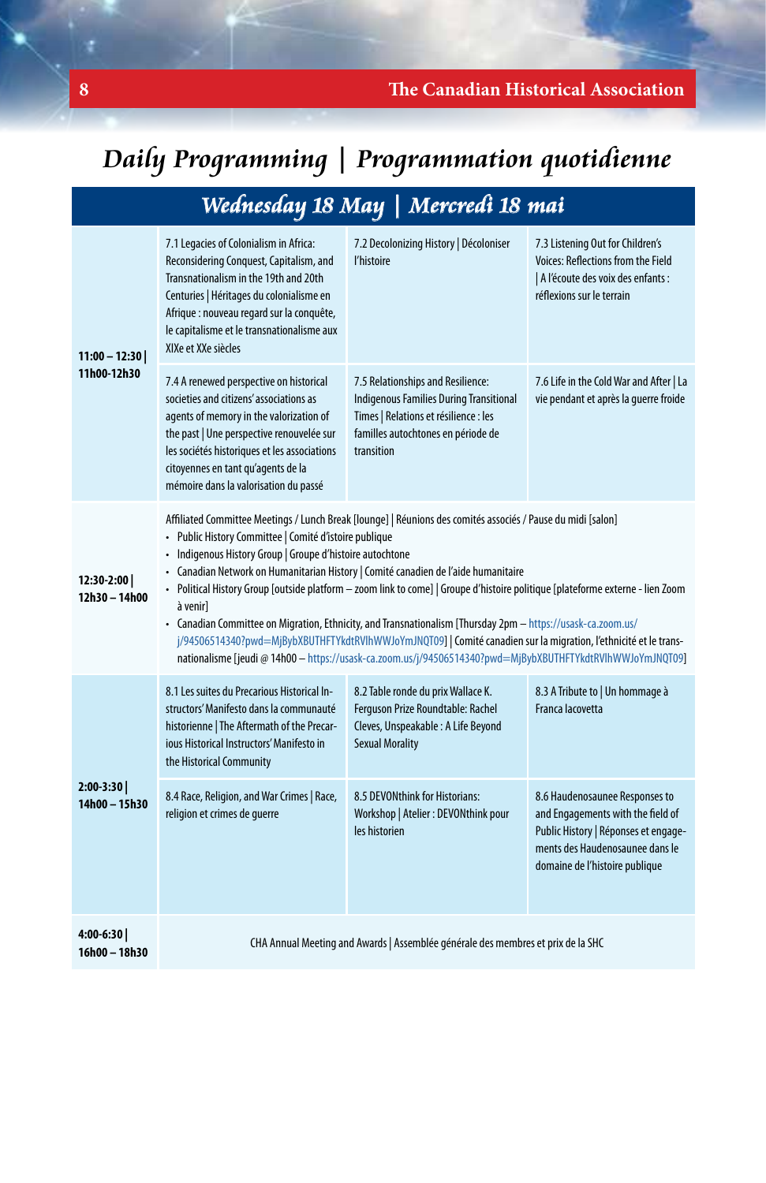# Daily Programming | Programmation quotidienne

## Wednesday 18 May | Mercredi 18 mai

| Time | | | |
|---|---|---|---|
| 11:00 – 12:30 \| 11h00-12h30 | 7.1 Legacies of Colonialism in Africa: Reconsidering Conquest, Capitalism, and Transnationalism in the 19th and 20th Centuries \| Héritages du colonialisme en Afrique : nouveau regard sur la conquête, le capitalisme et le transnationalisme aux XIXe et XXe siècles | 7.2 Decolonizing History \| Décoloniser l'histoire | 7.3 Listening Out for Children's Voices: Reflections from the Field \| A l'écoute des voix des enfants : réflexions sur le terrain |
| | 7.4 A renewed perspective on historical societies and citizens' associations as agents of memory in the valorization of the past \| Une perspective renouvelée sur les sociétés historiques et les associations citoyennes en tant qu'agents de la mémoire dans la valorisation du passé | 7.5 Relationships and Resilience: Indigenous Families During Transitional Times \| Relations et résilience : les familles autochtones en période de transition | 7.6 Life in the Cold War and After \| La vie pendant et après la guerre froide |
| 12:30-2:00 \| 12h30 – 14h00 | Affiliated Committee Meetings / Lunch Break [lounge] \| Réunions des comités associés / Pause du midi [salon]<br>• Public History Committee \| Comité d'istoire publique<br>• Indigenous History Group \| Groupe d'histoire autochtone<br>• Canadian Network on Humanitarian History \| Comité canadien de l'aide humanitaire<br>• Political History Group [outside platform – zoom link to come] \| Groupe d'histoire politique [plateforme externe - lien Zoom à venir]<br>• Canadian Committee on Migration, Ethnicity, and Transnationalism [Thursday 2pm – https://usask-ca.zoom.us/j/94506514340?pwd=MjBybXBUTHFTYkdtRVlhWWJoYmJNQT09] \| Comité canadien sur la migration, l'ethnicité et le transnationalisme [jeudi @ 14h00 – https://usask-ca.zoom.us/j/94506514340?pwd=MjBybXBUTHFTYkdtRVlhWWJoYmJNQT09] | | |
| 2:00-3:30 \| 14h00 – 15h30 | 8.1 Les suites du Precarious Historical Instructors' Manifesto dans la communauté historienne \| The Aftermath of the Precarious Historical Instructors' Manifesto in the Historical Community | 8.2 Table ronde du prix Wallace K. Ferguson Prize Roundtable: Rachel Cleves, Unspeakable : A Life Beyond Sexual Morality | 8.3 A Tribute to \| Un hommage à Franca Iacovetta |
| | 8.4 Race, Religion, and War Crimes \| Race, religion et crimes de guerre | 8.5 DEVONthink for Historians: Workshop \| Atelier : DEVONthink pour les historien | 8.6 Haudenosaunee Responses to and Engagements with the field of Public History \| Réponses et engagements des Haudenosaunee dans le domaine de l'histoire publique |
| 4:00-6:30 \| 16h00 – 18h30 | CHA Annual Meeting and Awards \| Assemblée générale des membres et prix de la SHC | | |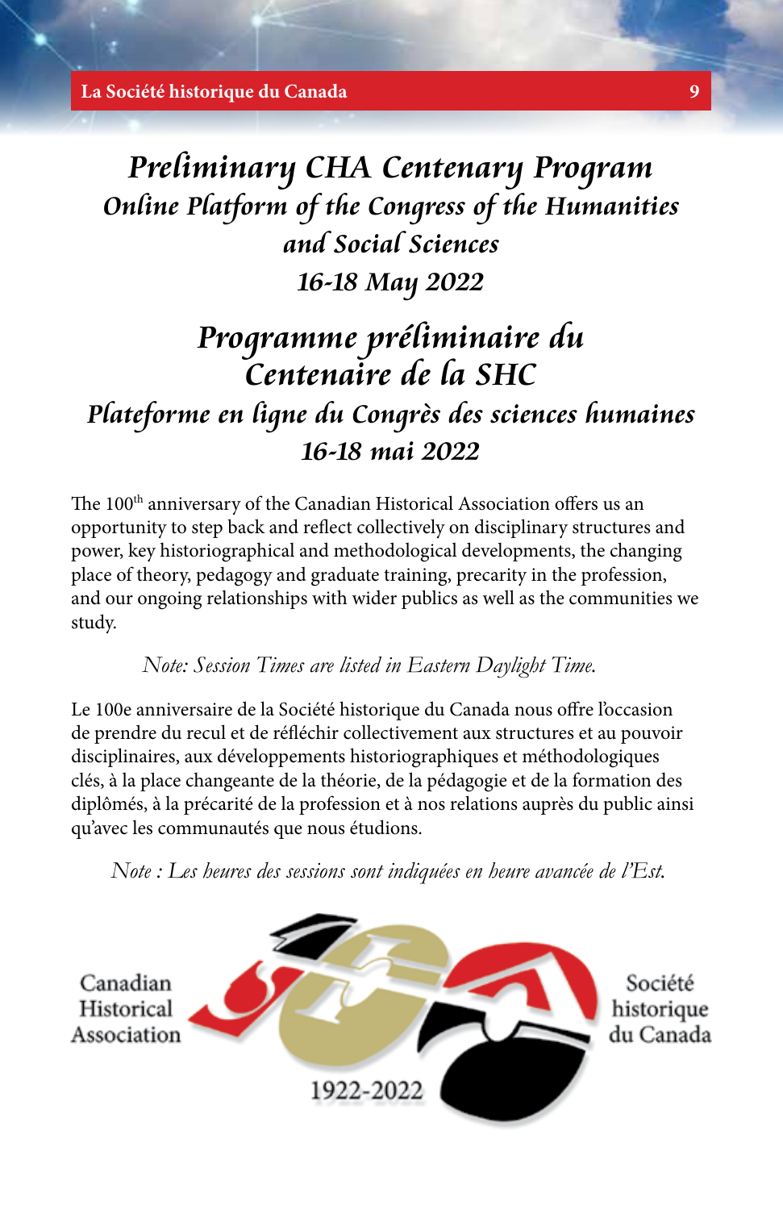# *Preliminary CHA Centenary Program*

## *Online Platform of the Congress of the Humanities and Social Sciences*

## *16-18 May 2022*

# *Programme préliminaire du Centenaire de la SHC*

## *Plateforme en ligne du Congrès des sciences humaines*

## *16-18 mai 2022*

The 100th anniversary of the Canadian Historical Association offers us an opportunity to step back and reflect collectively on disciplinary structures and power, key historiographical and methodological developments, the changing place of theory, pedagogy and graduate training, precarity in the profession, and our ongoing relationships with wider publics as well as the communities we study.

*Note: Session Times are listed in Eastern Daylight Time.*

Le 100e anniversaire de la Société historique du Canada nous offre l'occasion de prendre du recul et de réfléchir collectivement aux structures et au pouvoir disciplinaires, aux développements historiographiques et méthodologiques clés, à la place changeante de la théorie, de la pédagogie et de la formation des diplômés, à la précarité de la profession et à nos relations auprès du public ainsi qu'avec les communautés que nous étudions.

*Note : Les heures des sessions sont indiquées en heure avancée de l'Est.*

Canadian Historical Association

1922-2022

Société historique du Canada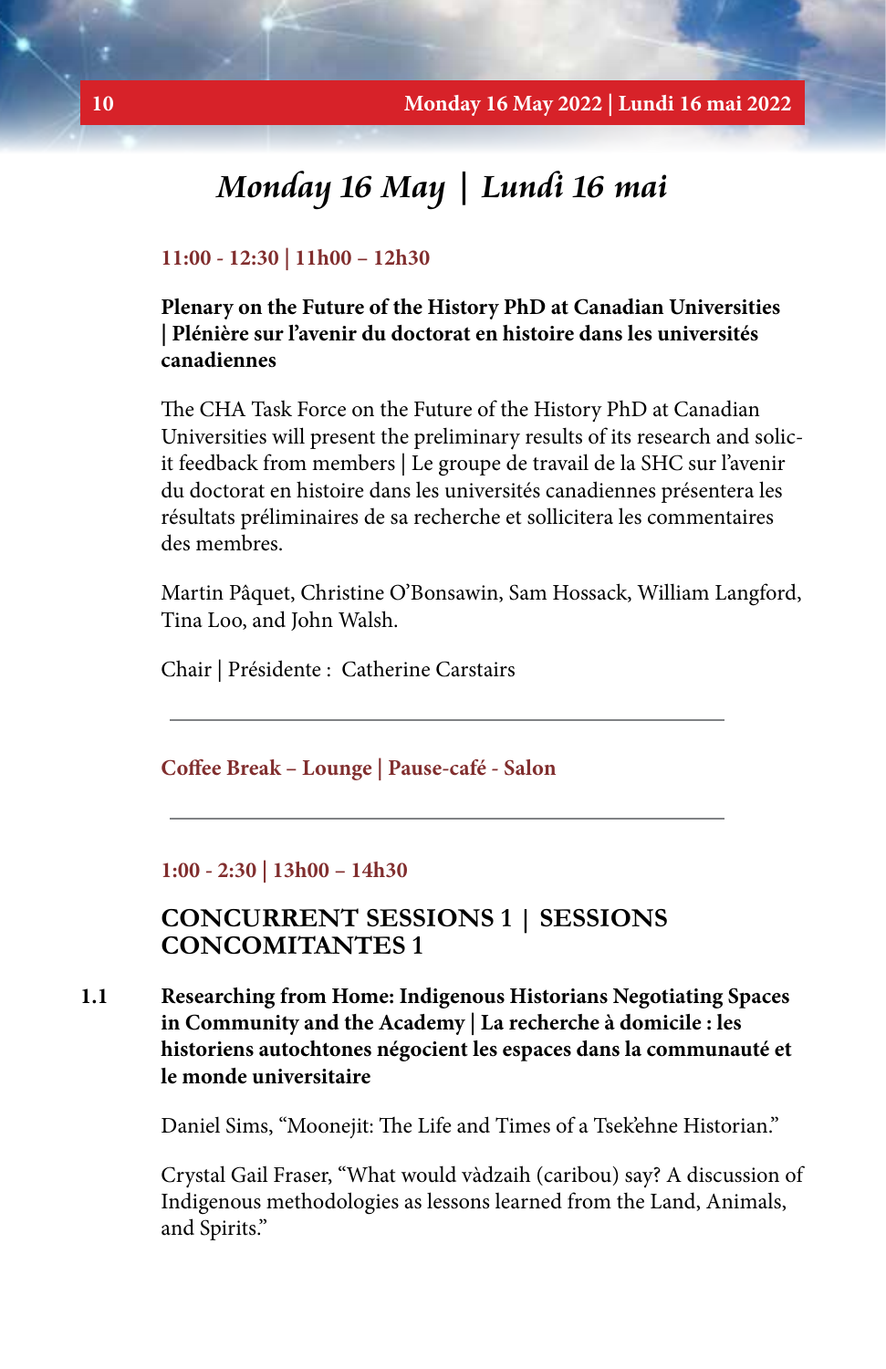# *Monday 16 May | Lundi 16 mai*

**11:00 - 12:30 | 11h00 – 12h30**

**Plenary on the Future of the History PhD at Canadian Universities | Plénière sur l'avenir du doctorat en histoire dans les universités canadiennes**

The CHA Task Force on the Future of the History PhD at Canadian Universities will present the preliminary results of its research and solicit feedback from members | Le groupe de travail de la SHC sur l'avenir du doctorat en histoire dans les universités canadiennes présentera les résultats préliminaires de sa recherche et sollicitera les commentaires des membres.

Martin Pâquet, Christine O'Bonsawin, Sam Hossack, William Langford, Tina Loo, and John Walsh.

Chair | Présidente : Catherine Carstairs

---

**Coffee Break – Lounge | Pause-café - Salon**

---

**1:00 - 2:30 | 13h00 – 14h30**

## CONCURRENT SESSIONS 1 | SESSIONS CONCOMITANTES 1

**1.1 Researching from Home: Indigenous Historians Negotiating Spaces in Community and the Academy | La recherche à domicile : les historiens autochtones négocient les espaces dans la communauté et le monde universitaire**

Daniel Sims, "Moonejit: The Life and Times of a Tsek'ehne Historian."

Crystal Gail Fraser, "What would vàdzaih (caribou) say? A discussion of Indigenous methodologies as lessons learned from the Land, Animals, and Spirits."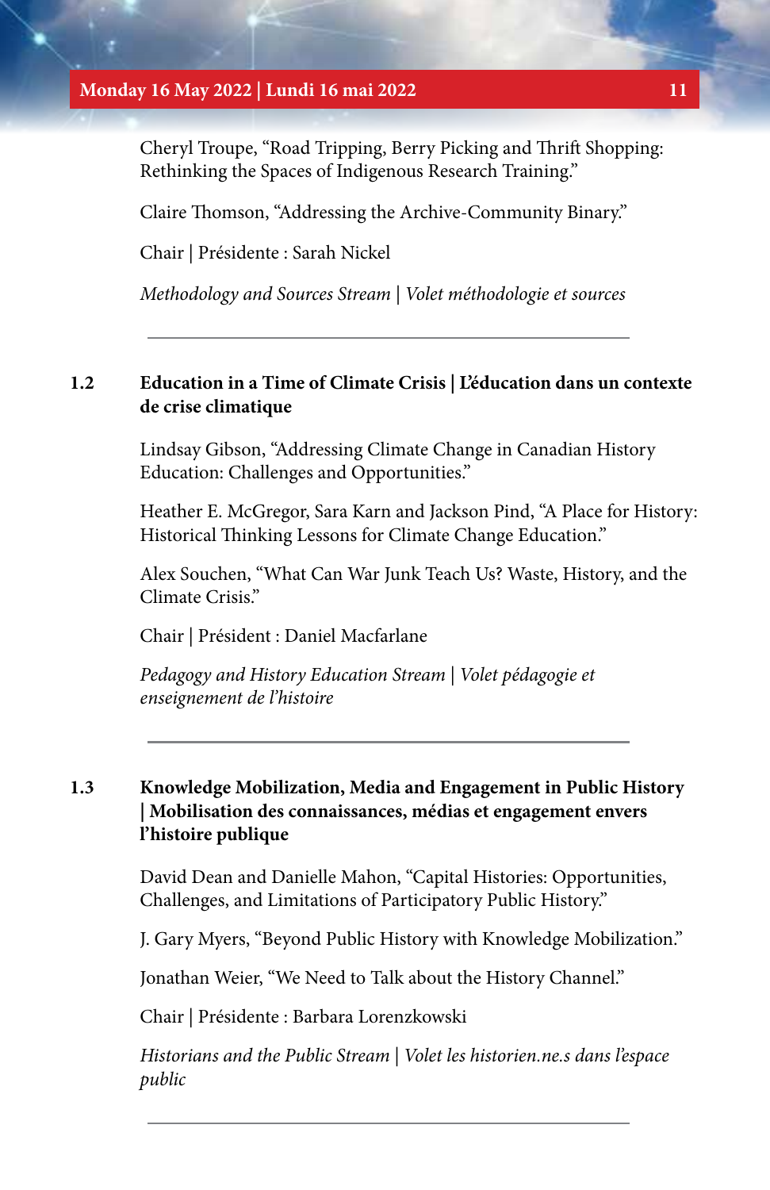Cheryl Troupe, "Road Tripping, Berry Picking and Thrift Shopping: Rethinking the Spaces of Indigenous Research Training."

Claire Thomson, "Addressing the Archive-Community Binary."

Chair | Présidente : Sarah Nickel

*Methodology and Sources Stream | Volet méthodologie et sources*

---

## 1.2 Education in a Time of Climate Crisis | L'éducation dans un contexte de crise climatique

Lindsay Gibson, "Addressing Climate Change in Canadian History Education: Challenges and Opportunities."

Heather E. McGregor, Sara Karn and Jackson Pind, "A Place for History: Historical Thinking Lessons for Climate Change Education."

Alex Souchen, "What Can War Junk Teach Us? Waste, History, and the Climate Crisis."

Chair | Président : Daniel Macfarlane

*Pedagogy and History Education Stream | Volet pédagogie et enseignement de l'histoire*

---

## 1.3 Knowledge Mobilization, Media and Engagement in Public History | Mobilisation des connaissances, médias et engagement envers l'histoire publique

David Dean and Danielle Mahon, "Capital Histories: Opportunities, Challenges, and Limitations of Participatory Public History."

J. Gary Myers, "Beyond Public History with Knowledge Mobilization."

Jonathan Weier, "We Need to Talk about the History Channel."

Chair | Présidente : Barbara Lorenzkowski

*Historians and the Public Stream | Volet les historien.ne.s dans l'espace public*

---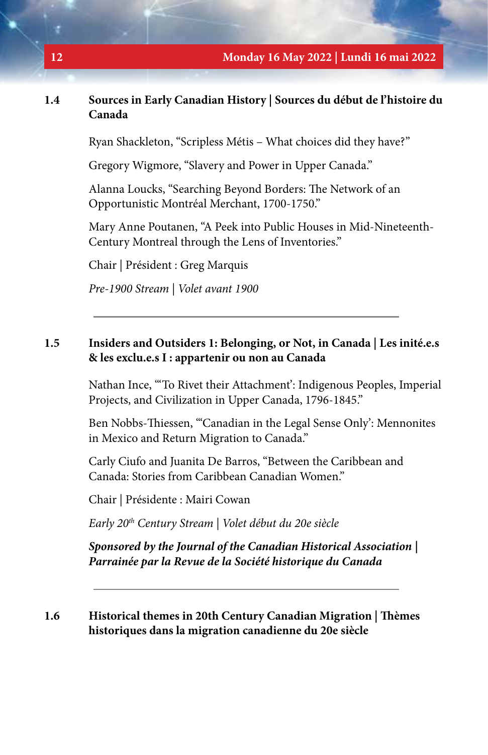## 1.4 Sources in Early Canadian History | Sources du début de l'histoire du Canada

Ryan Shackleton, "Scripless Métis – What choices did they have?"

Gregory Wigmore, "Slavery and Power in Upper Canada."

Alanna Loucks, "Searching Beyond Borders: The Network of an Opportunistic Montréal Merchant, 1700-1750."

Mary Anne Poutanen, "A Peek into Public Houses in Mid-Nineteenth-Century Montreal through the Lens of Inventories."

Chair | Président : Greg Marquis

*Pre-1900 Stream | Volet avant 1900*

---

## 1.5 Insiders and Outsiders 1: Belonging, or Not, in Canada | Les inité.e.s & les exclu.e.s I : appartenir ou non au Canada

Nathan Ince, "'To Rivet their Attachment': Indigenous Peoples, Imperial Projects, and Civilization in Upper Canada, 1796-1845."

Ben Nobbs-Thiessen, "'Canadian in the Legal Sense Only': Mennonites in Mexico and Return Migration to Canada."

Carly Ciufo and Juanita De Barros, "Between the Caribbean and Canada: Stories from Caribbean Canadian Women."

Chair | Présidente : Mairi Cowan

*Early 20th Century Stream | Volet début du 20e siècle*

***Sponsored by the Journal of the Canadian Historical Association | Parrainée par la Revue de la Société historique du Canada***

---

## 1.6 Historical themes in 20th Century Canadian Migration | Thèmes historiques dans la migration canadienne du 20e siècle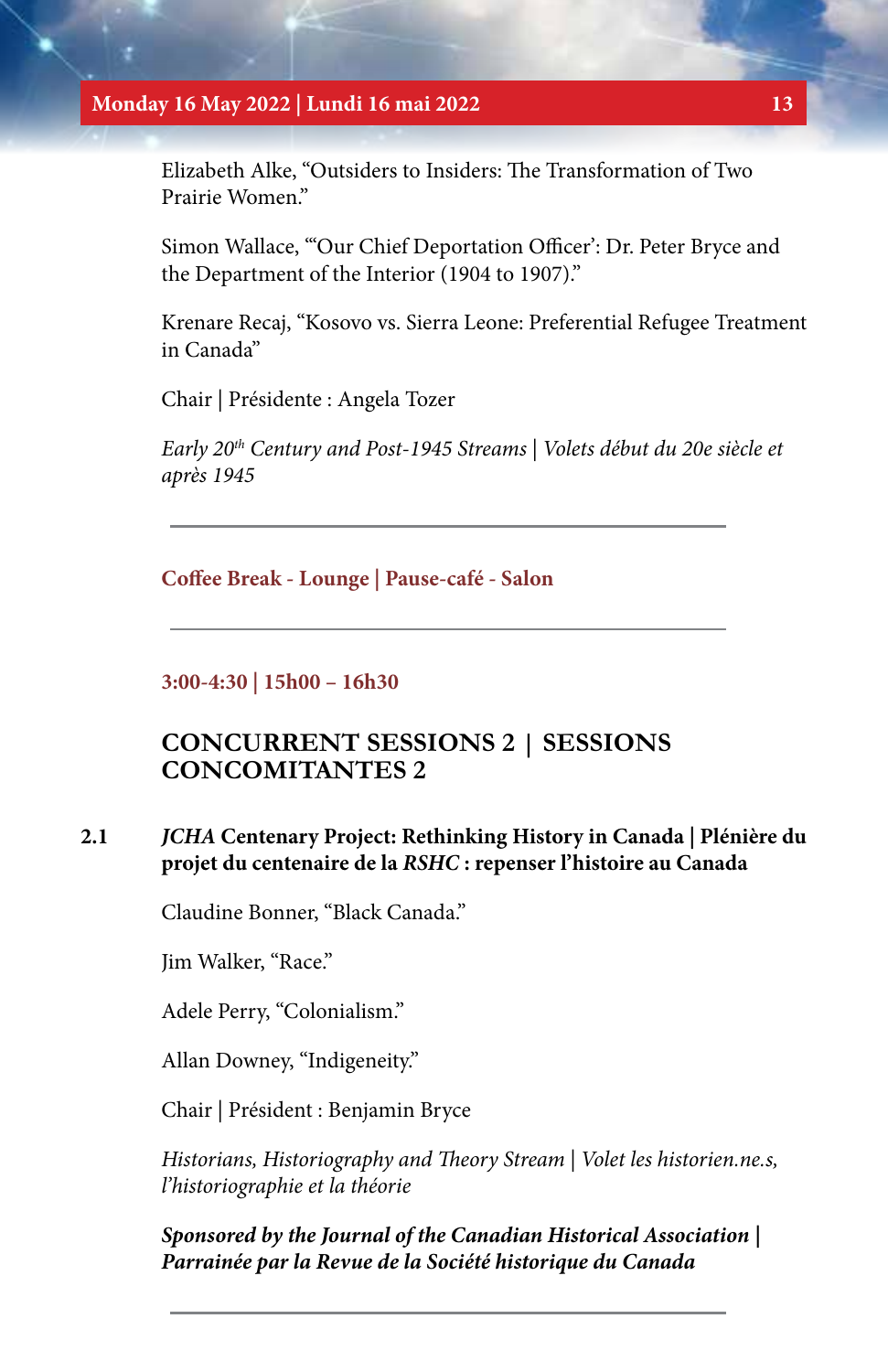Elizabeth Alke, "Outsiders to Insiders: The Transformation of Two Prairie Women."

Simon Wallace, "'Our Chief Deportation Officer': Dr. Peter Bryce and the Department of the Interior (1904 to 1907)."

Krenare Recaj, "Kosovo vs. Sierra Leone: Preferential Refugee Treatment in Canada"

Chair | Présidente : Angela Tozer

*Early 20th Century and Post-1945 Streams | Volets début du 20e siècle et après 1945*

---

**Coffee Break - Lounge | Pause-café - Salon**

---

**3:00-4:30 | 15h00 – 16h30**

## CONCURRENT SESSIONS 2 | SESSIONS CONCOMITANTES 2

### 2.1 *JCHA* Centenary Project: Rethinking History in Canada | Plénière du projet du centenaire de la *RSHC* : repenser l'histoire au Canada

Claudine Bonner, "Black Canada."

Jim Walker, "Race."

Adele Perry, "Colonialism."

Allan Downey, "Indigeneity."

Chair | Président : Benjamin Bryce

*Historians, Historiography and Theory Stream | Volet les historien.ne.s, l'historiographie et la théorie*

***Sponsored by the Journal of the Canadian Historical Association | Parrainée par la Revue de la Société historique du Canada***

---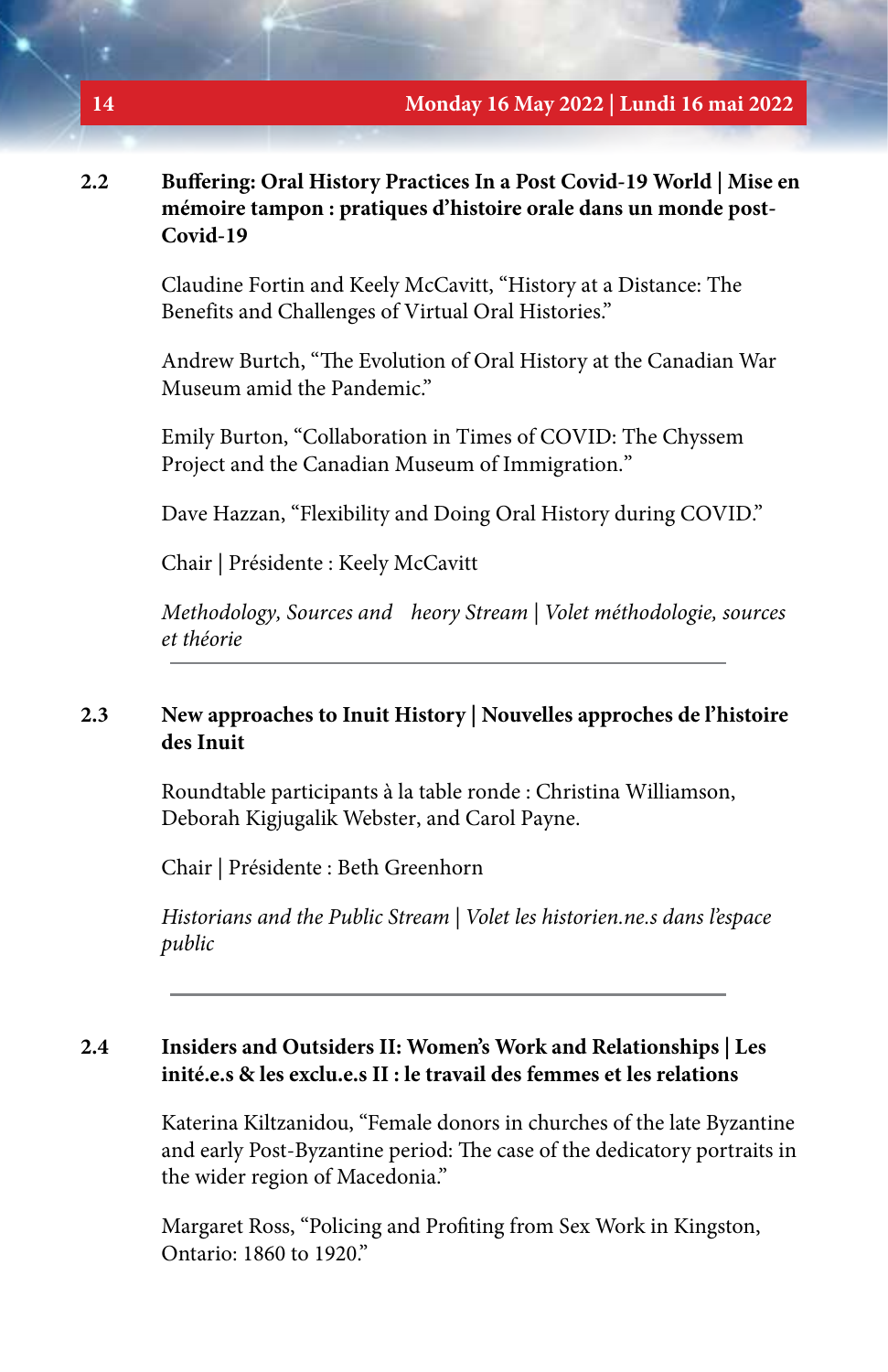## 2.2 Buffering: Oral History Practices In a Post Covid-19 World | Mise en mémoire tampon : pratiques d'histoire orale dans un monde post-Covid-19

Claudine Fortin and Keely McCavitt, "History at a Distance: The Benefits and Challenges of Virtual Oral Histories."

Andrew Burtch, "The Evolution of Oral History at the Canadian War Museum amid the Pandemic."

Emily Burton, "Collaboration in Times of COVID: The Chyssem Project and the Canadian Museum of Immigration."

Dave Hazzan, "Flexibility and Doing Oral History during COVID."

Chair | Présidente : Keely McCavitt

*Methodology, Sources and heory Stream | Volet méthodologie, sources et théorie*

---

## 2.3 New approaches to Inuit History | Nouvelles approches de l'histoire des Inuit

Roundtable participants à la table ronde : Christina Williamson, Deborah Kigjugalik Webster, and Carol Payne.

Chair | Présidente : Beth Greenhorn

*Historians and the Public Stream | Volet les historien.ne.s dans l'espace public*

---

## 2.4 Insiders and Outsiders II: Women's Work and Relationships | Les inité.e.s & les exclu.e.s II : le travail des femmes et les relations

Katerina Kiltzanidou, "Female donors in churches of the late Byzantine and early Post-Byzantine period: The case of the dedicatory portraits in the wider region of Macedonia."

Margaret Ross, "Policing and Profiting from Sex Work in Kingston, Ontario: 1860 to 1920."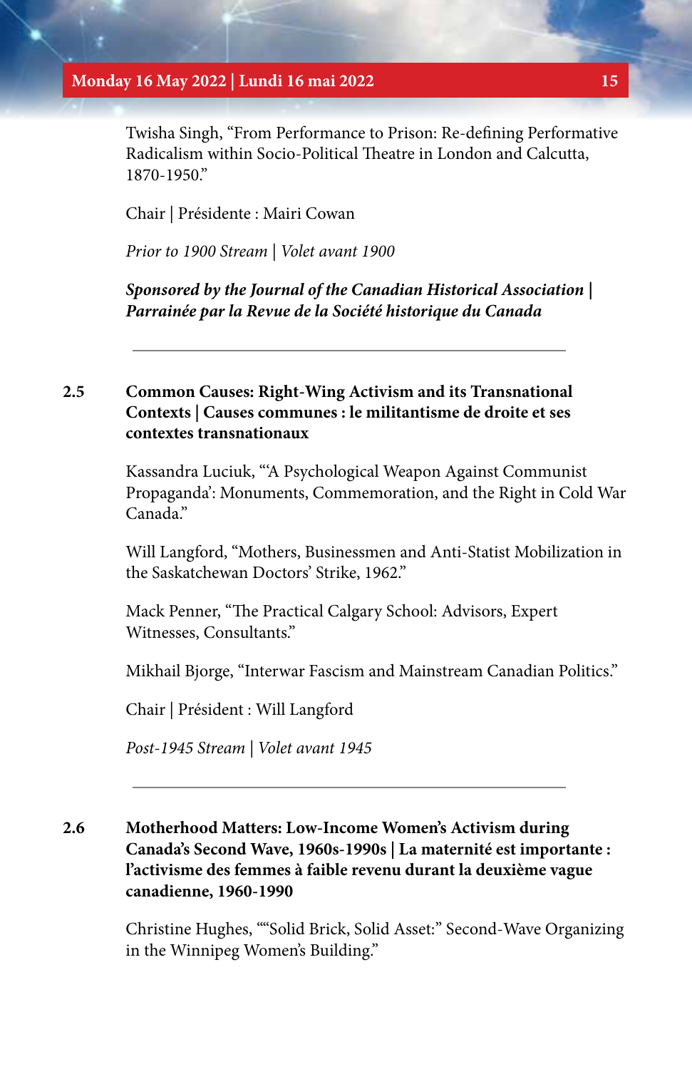Twisha Singh, “From Performance to Prison: Re-defining Performative Radicalism within Socio-Political Theatre in London and Calcutta, 1870-1950.”

Chair | Présidente : Mairi Cowan

*Prior to 1900 Stream | Volet avant 1900*

***Sponsored by the Journal of the Canadian Historical Association | Parrainée par la Revue de la Société historique du Canada***

---

**2.5 Common Causes: Right-Wing Activism and its Transnational Contexts | Causes communes : le militantisme de droite et ses contextes transnationaux**

Kassandra Luciuk, “‘A Psychological Weapon Against Communist Propaganda’: Monuments, Commemoration, and the Right in Cold War Canada.”

Will Langford, “Mothers, Businessmen and Anti-Statist Mobilization in the Saskatchewan Doctors’ Strike, 1962.”

Mack Penner, “The Practical Calgary School: Advisors, Expert Witnesses, Consultants.”

Mikhail Bjorge, “Interwar Fascism and Mainstream Canadian Politics.”

Chair | Président : Will Langford

*Post-1945 Stream | Volet avant 1945*

---

**2.6 Motherhood Matters: Low-Income Women’s Activism during Canada’s Second Wave, 1960s-1990s | La maternité est importante : l’activisme des femmes à faible revenu durant la deuxième vague canadienne, 1960-1990**

Christine Hughes, ““Solid Brick, Solid Asset:” Second-Wave Organizing in the Winnipeg Women’s Building.”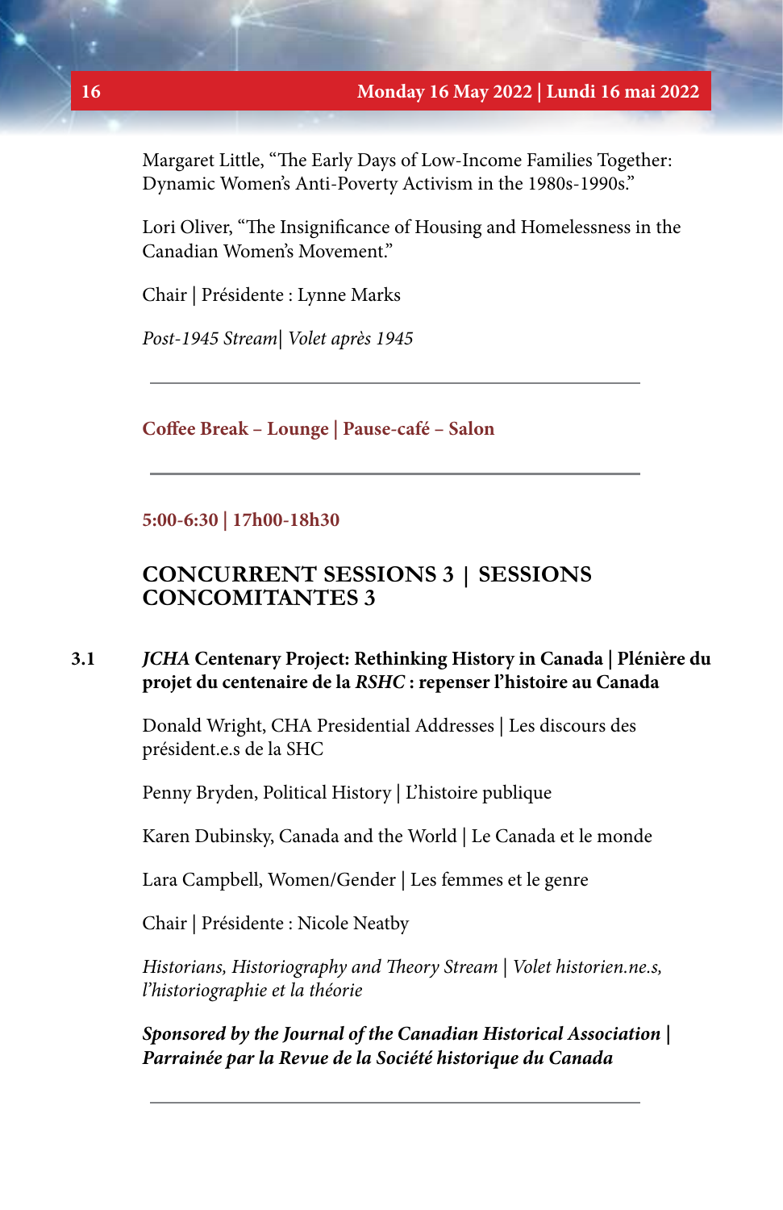Margaret Little, “The Early Days of Low-Income Families Together: Dynamic Women’s Anti-Poverty Activism in the 1980s-1990s.”

Lori Oliver, “The Insignificance of Housing and Homelessness in the Canadian Women’s Movement.”

Chair | Présidente : Lynne Marks

*Post-1945 Stream| Volet après 1945*

---

**Coffee Break – Lounge | Pause-café – Salon**

---

**5:00-6:30 | 17h00-18h30**

## CONCURRENT SESSIONS 3 | SESSIONS CONCOMITANTES 3

**3.1 *JCHA* Centenary Project: Rethinking History in Canada | Plénière du projet du centenaire de la *RSHC* : repenser l’histoire au Canada**

Donald Wright, CHA Presidential Addresses | Les discours des président.e.s de la SHC

Penny Bryden, Political History | L’histoire publique

Karen Dubinsky, Canada and the World | Le Canada et le monde

Lara Campbell, Women/Gender | Les femmes et le genre

Chair | Présidente : Nicole Neatby

*Historians, Historiography and Theory Stream | Volet historien.ne.s, l’historiographie et la théorie*

***Sponsored by the Journal of the Canadian Historical Association | Parrainée par la Revue de la Société historique du Canada***

---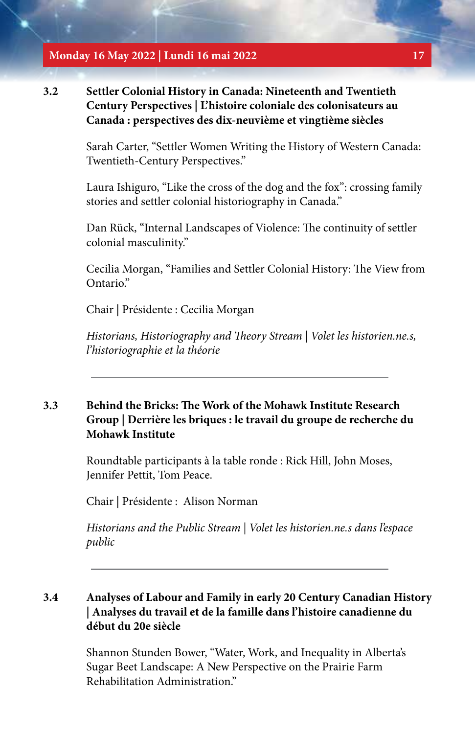### 3.2 Settler Colonial History in Canada: Nineteenth and Twentieth Century Perspectives | L'histoire coloniale des colonisateurs au Canada : perspectives des dix-neuvième et vingtième siècles

Sarah Carter, "Settler Women Writing the History of Western Canada: Twentieth-Century Perspectives."

Laura Ishiguro, "Like the cross of the dog and the fox": crossing family stories and settler colonial historiography in Canada."

Dan Rück, "Internal Landscapes of Violence: The continuity of settler colonial masculinity."

Cecilia Morgan, "Families and Settler Colonial History: The View from Ontario."

Chair | Présidente : Cecilia Morgan

*Historians, Historiography and Theory Stream | Volet les historien.ne.s, l'historiographie et la théorie*

---

### 3.3 Behind the Bricks: The Work of the Mohawk Institute Research Group | Derrière les briques : le travail du groupe de recherche du Mohawk Institute

Roundtable participants à la table ronde : Rick Hill, John Moses, Jennifer Pettit, Tom Peace.

Chair | Présidente : Alison Norman

*Historians and the Public Stream | Volet les historien.ne.s dans l'espace public*

---

### 3.4 Analyses of Labour and Family in early 20 Century Canadian History | Analyses du travail et de la famille dans l'histoire canadienne du début du 20e siècle

Shannon Stunden Bower, "Water, Work, and Inequality in Alberta's Sugar Beet Landscape: A New Perspective on the Prairie Farm Rehabilitation Administration."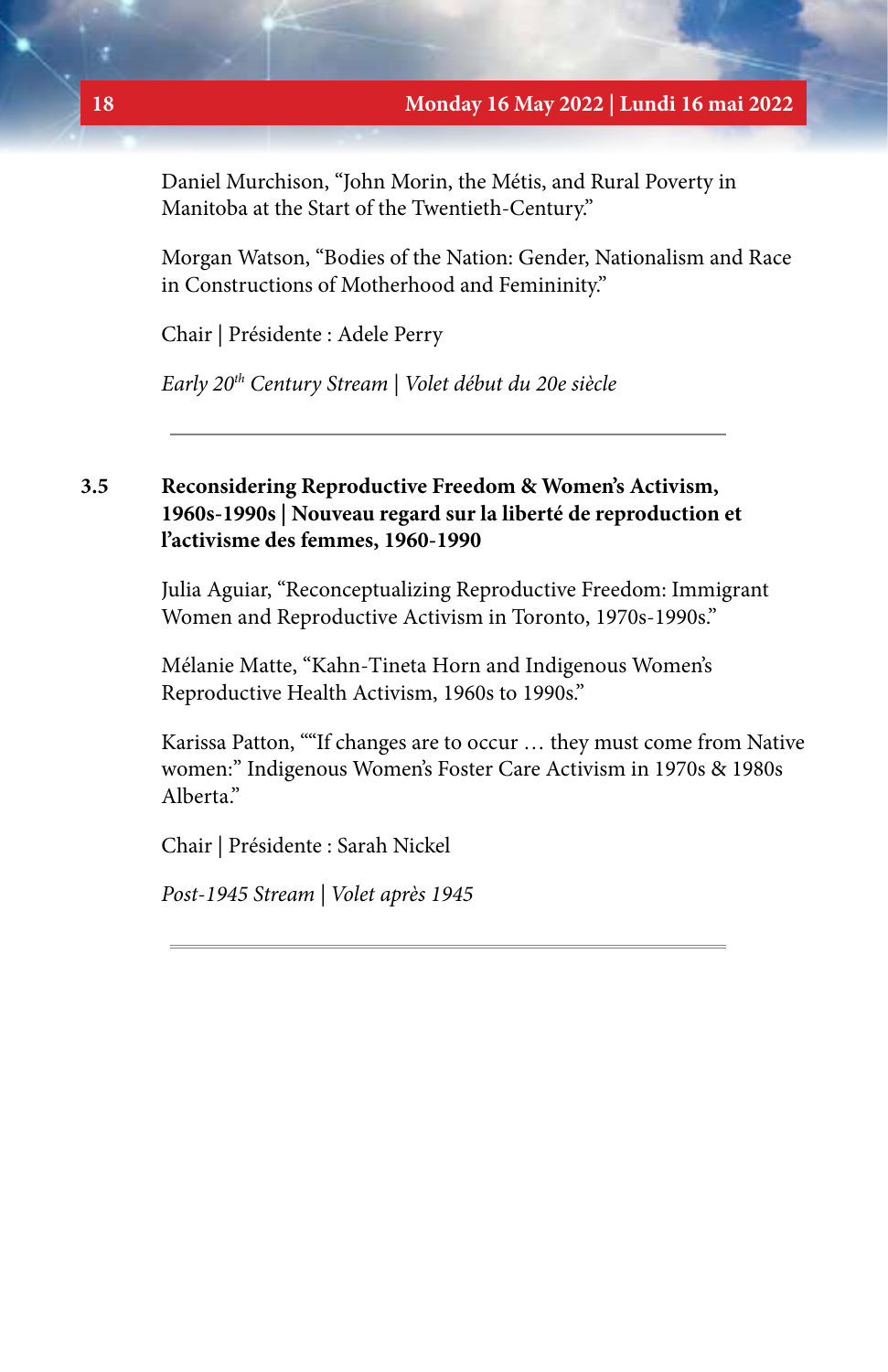Daniel Murchison, “John Morin, the Métis, and Rural Poverty in Manitoba at the Start of the Twentieth-Century.”

Morgan Watson, “Bodies of the Nation: Gender, Nationalism and Race in Constructions of Motherhood and Femininity.”

Chair | Présidente : Adele Perry

*Early 20th Century Stream | Volet début du 20e siècle*

---

### 3.5 Reconsidering Reproductive Freedom & Women’s Activism, 1960s-1990s | Nouveau regard sur la liberté de reproduction et l’activisme des femmes, 1960-1990

Julia Aguiar, “Reconceptualizing Reproductive Freedom: Immigrant Women and Reproductive Activism in Toronto, 1970s-1990s.”

Mélanie Matte, “Kahn-Tineta Horn and Indigenous Women’s Reproductive Health Activism, 1960s to 1990s.”

Karissa Patton, ““If changes are to occur … they must come from Native women:” Indigenous Women’s Foster Care Activism in 1970s & 1980s Alberta.”

Chair | Présidente : Sarah Nickel

*Post-1945 Stream | Volet après 1945*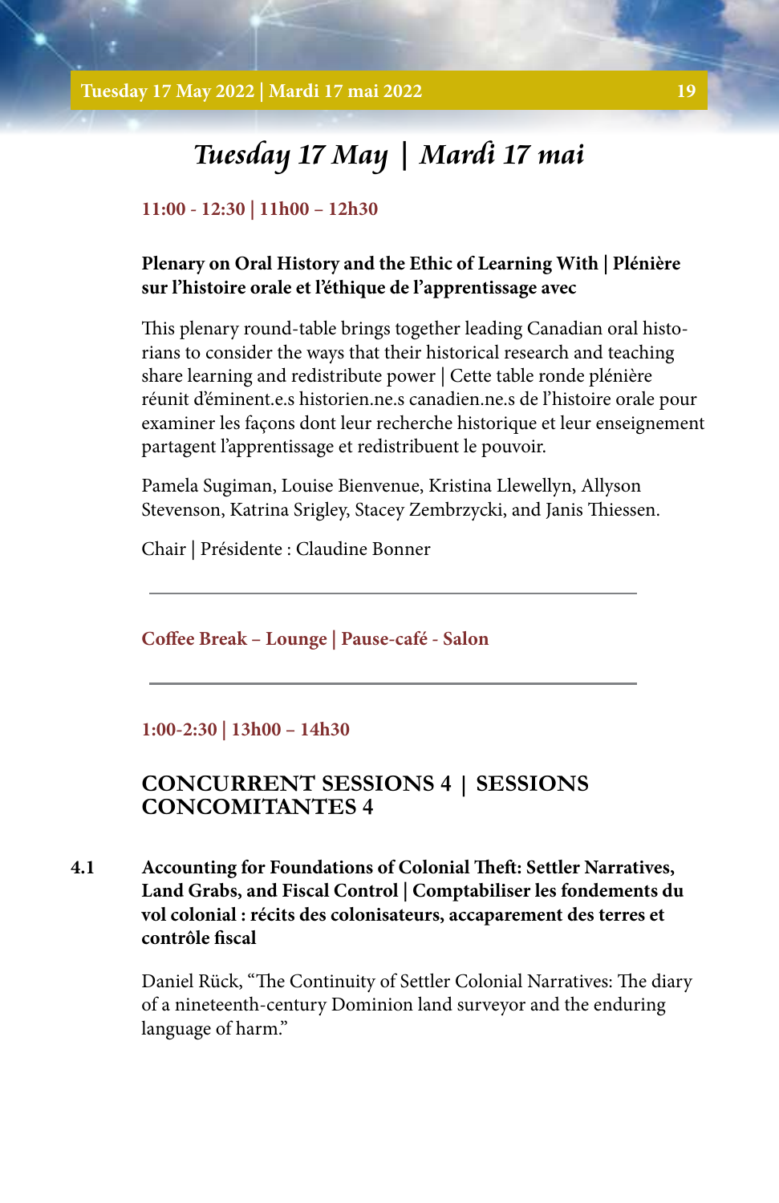# *Tuesday 17 May | Mardi 17 mai*

**11:00 - 12:30 | 11h00 – 12h30**

**Plenary on Oral History and the Ethic of Learning With | Plénière sur l'histoire orale et l'éthique de l'apprentissage avec**

This plenary round-table brings together leading Canadian oral historians to consider the ways that their historical research and teaching share learning and redistribute power | Cette table ronde plénière réunit d'éminent.e.s historien.ne.s canadien.ne.s de l'histoire orale pour examiner les façons dont leur recherche historique et leur enseignement partagent l'apprentissage et redistribuent le pouvoir.

Pamela Sugiman, Louise Bienvenue, Kristina Llewellyn, Allyson Stevenson, Katrina Srigley, Stacey Zembrzycki, and Janis Thiessen.

Chair | Présidente : Claudine Bonner

---

**Coffee Break – Lounge | Pause-café - Salon**

---

**1:00-2:30 | 13h00 – 14h30**

## CONCURRENT SESSIONS 4 | SESSIONS CONCOMITANTES 4

**4.1 Accounting for Foundations of Colonial Theft: Settler Narratives, Land Grabs, and Fiscal Control | Comptabiliser les fondements du vol colonial : récits des colonisateurs, accaparement des terres et contrôle fiscal**

Daniel Rück, "The Continuity of Settler Colonial Narratives: The diary of a nineteenth-century Dominion land surveyor and the enduring language of harm."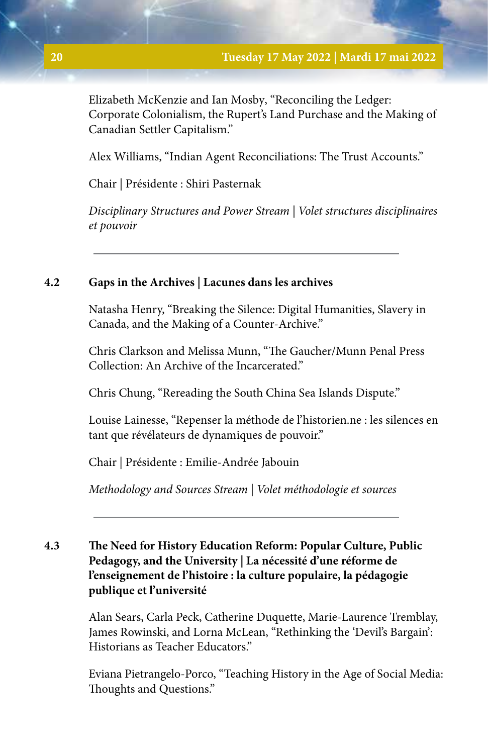Elizabeth McKenzie and Ian Mosby, “Reconciling the Ledger: Corporate Colonialism, the Rupert’s Land Purchase and the Making of Canadian Settler Capitalism.”

Alex Williams, “Indian Agent Reconciliations: The Trust Accounts.”

Chair | Présidente : Shiri Pasternak

*Disciplinary Structures and Power Stream | Volet structures disciplinaires et pouvoir*

---

### 4.2 Gaps in the Archives | Lacunes dans les archives

Natasha Henry, “Breaking the Silence: Digital Humanities, Slavery in Canada, and the Making of a Counter-Archive.”

Chris Clarkson and Melissa Munn, “The Gaucher/Munn Penal Press Collection: An Archive of the Incarcerated.”

Chris Chung, “Rereading the South China Sea Islands Dispute.”

Louise Lainesse, “Repenser la méthode de l’historien.ne : les silences en tant que révélateurs de dynamiques de pouvoir.”

Chair | Présidente : Emilie-Andrée Jabouin

*Methodology and Sources Stream | Volet méthodologie et sources*

---

### 4.3 The Need for History Education Reform: Popular Culture, Public Pedagogy, and the University | La nécessité d’une réforme de l’enseignement de l’histoire : la culture populaire, la pédagogie publique et l’université

Alan Sears, Carla Peck, Catherine Duquette, Marie-Laurence Tremblay, James Rowinski, and Lorna McLean, “Rethinking the ‘Devil’s Bargain’: Historians as Teacher Educators.”

Eviana Pietrangelo-Porco, “Teaching History in the Age of Social Media: Thoughts and Questions.”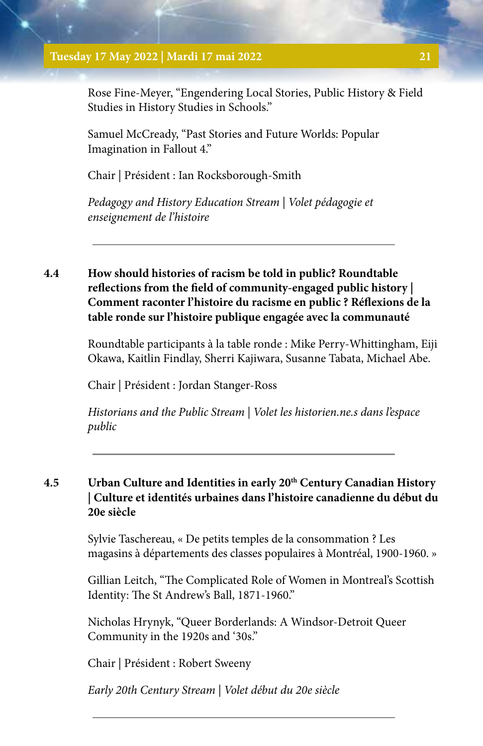Rose Fine-Meyer, "Engendering Local Stories, Public History & Field Studies in History Studies in Schools."

Samuel McCready, "Past Stories and Future Worlds: Popular Imagination in Fallout 4."

Chair | Président : Ian Rocksborough-Smith

*Pedagogy and History Education Stream | Volet pédagogie et enseignement de l'histoire*

---

### 4.4 How should histories of racism be told in public? Roundtable reflections from the field of community-engaged public history | Comment raconter l'histoire du racisme en public ? Réflexions de la table ronde sur l'histoire publique engagée avec la communauté

Roundtable participants à la table ronde : Mike Perry-Whittingham, Eiji Okawa, Kaitlin Findlay, Sherri Kajiwara, Susanne Tabata, Michael Abe.

Chair | Président : Jordan Stanger-Ross

*Historians and the Public Stream | Volet les historien.ne.s dans l'espace public*

---

### 4.5 Urban Culture and Identities in early 20th Century Canadian History | Culture et identités urbaines dans l'histoire canadienne du début du 20e siècle

Sylvie Taschereau, « De petits temples de la consommation ? Les magasins à départements des classes populaires à Montréal, 1900-1960. »

Gillian Leitch, "The Complicated Role of Women in Montreal's Scottish Identity: The St Andrew's Ball, 1871-1960."

Nicholas Hrynyk, "Queer Borderlands: A Windsor-Detroit Queer Community in the 1920s and '30s."

Chair | Président : Robert Sweeny

*Early 20th Century Stream | Volet début du 20e siècle*

---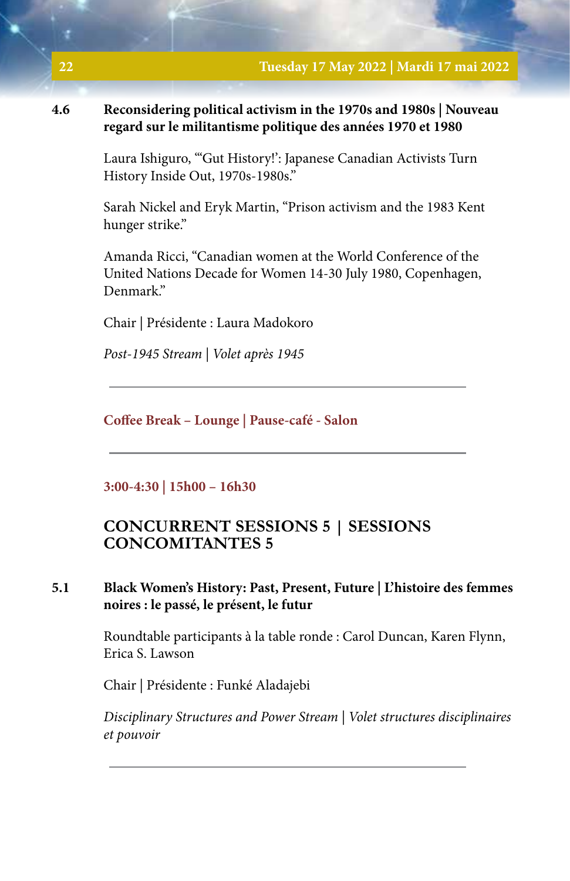**4.6 Reconsidering political activism in the 1970s and 1980s | Nouveau regard sur le militantisme politique des années 1970 et 1980**

Laura Ishiguro, "'Gut History!': Japanese Canadian Activists Turn History Inside Out, 1970s-1980s."

Sarah Nickel and Eryk Martin, "Prison activism and the 1983 Kent hunger strike."

Amanda Ricci, "Canadian women at the World Conference of the United Nations Decade for Women 14-30 July 1980, Copenhagen, Denmark."

Chair | Présidente : Laura Madokoro

*Post-1945 Stream | Volet après 1945*

---

**Coffee Break – Lounge | Pause-café - Salon**

---

**3:00-4:30 | 15h00 – 16h30**

## CONCURRENT SESSIONS 5 | SESSIONS CONCOMITANTES 5

**5.1 Black Women's History: Past, Present, Future | L'histoire des femmes noires : le passé, le présent, le futur**

Roundtable participants à la table ronde : Carol Duncan, Karen Flynn, Erica S. Lawson

Chair | Présidente : Funké Aladajebi

*Disciplinary Structures and Power Stream | Volet structures disciplinaires et pouvoir*

---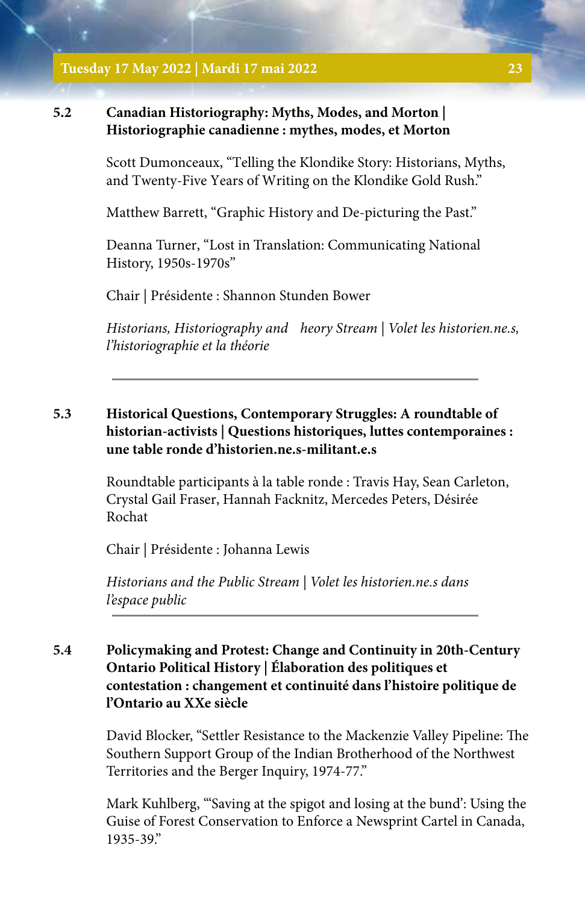**5.2 Canadian Historiography: Myths, Modes, and Morton | Historiographie canadienne : mythes, modes, et Morton**

Scott Dumonceaux, "Telling the Klondike Story: Historians, Myths, and Twenty-Five Years of Writing on the Klondike Gold Rush."

Matthew Barrett, "Graphic History and De-picturing the Past."

Deanna Turner, "Lost in Translation: Communicating National History, 1950s-1970s"

Chair | Présidente : Shannon Stunden Bower

*Historians, Historiography and  heory Stream | Volet les historien.ne.s, l'historiographie et la théorie*

---

**5.3 Historical Questions, Contemporary Struggles: A roundtable of historian-activists | Questions historiques, luttes contemporaines : une table ronde d'historien.ne.s-militant.e.s**

Roundtable participants à la table ronde : Travis Hay, Sean Carleton, Crystal Gail Fraser, Hannah Facknitz, Mercedes Peters, Désirée Rochat

Chair | Présidente : Johanna Lewis

*Historians and the Public Stream | Volet les historien.ne.s dans l'espace public*

---

**5.4 Policymaking and Protest: Change and Continuity in 20th-Century Ontario Political History | Élaboration des politiques et contestation : changement et continuité dans l'histoire politique de l'Ontario au XXe siècle**

David Blocker, "Settler Resistance to the Mackenzie Valley Pipeline: The Southern Support Group of the Indian Brotherhood of the Northwest Territories and the Berger Inquiry, 1974-77."

Mark Kuhlberg, "'Saving at the spigot and losing at the bund': Using the Guise of Forest Conservation to Enforce a Newsprint Cartel in Canada, 1935-39."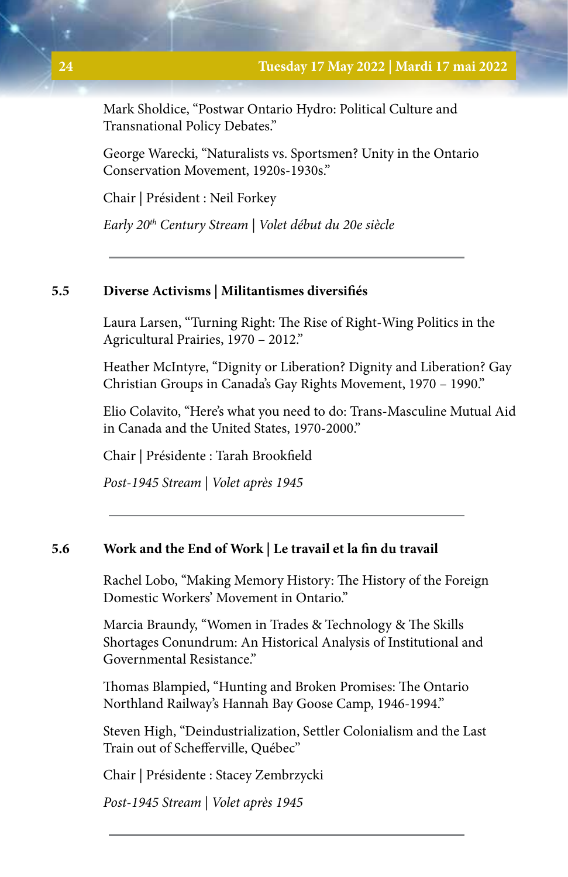Mark Sholdice, "Postwar Ontario Hydro: Political Culture and Transnational Policy Debates."

George Warecki, "Naturalists vs. Sportsmen? Unity in the Ontario Conservation Movement, 1920s-1930s."

Chair | Président : Neil Forkey

*Early 20th Century Stream | Volet début du 20e siècle*

---

### 5.5 Diverse Activisms | Militantismes diversifiés

Laura Larsen, "Turning Right: The Rise of Right-Wing Politics in the Agricultural Prairies, 1970 – 2012."

Heather McIntyre, "Dignity or Liberation? Dignity and Liberation? Gay Christian Groups in Canada's Gay Rights Movement, 1970 – 1990."

Elio Colavito, "Here's what you need to do: Trans-Masculine Mutual Aid in Canada and the United States, 1970-2000."

Chair | Présidente : Tarah Brookfield

*Post-1945 Stream | Volet après 1945*

---

### 5.6 Work and the End of Work | Le travail et la fin du travail

Rachel Lobo, "Making Memory History: The History of the Foreign Domestic Workers' Movement in Ontario."

Marcia Braundy, "Women in Trades & Technology & The Skills Shortages Conundrum: An Historical Analysis of Institutional and Governmental Resistance."

Thomas Blampied, "Hunting and Broken Promises: The Ontario Northland Railway's Hannah Bay Goose Camp, 1946-1994."

Steven High, "Deindustrialization, Settler Colonialism and the Last Train out of Schefferville, Québec"

Chair | Présidente : Stacey Zembrzycki

*Post-1945 Stream | Volet après 1945*

---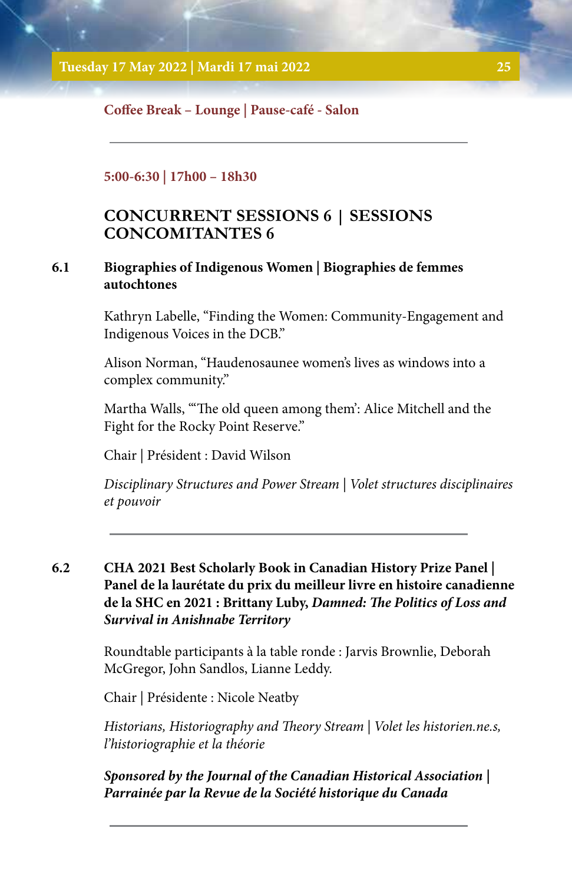**Coffee Break – Lounge | Pause-café - Salon**

---

**5:00-6:30 | 17h00 – 18h30**

## CONCURRENT SESSIONS 6 | SESSIONS CONCOMITANTES 6

### 6.1 Biographies of Indigenous Women | Biographies de femmes autochtones

Kathryn Labelle, "Finding the Women: Community-Engagement and Indigenous Voices in the DCB."

Alison Norman, "Haudenosaunee women's lives as windows into a complex community."

Martha Walls, "'The old queen among them': Alice Mitchell and the Fight for the Rocky Point Reserve."

Chair | Président : David Wilson

*Disciplinary Structures and Power Stream | Volet structures disciplinaires et pouvoir*

---

### 6.2 CHA 2021 Best Scholarly Book in Canadian History Prize Panel | Panel de la lauréate du prix du meilleur livre en histoire canadienne de la SHC en 2021 : Brittany Luby, *Damned: The Politics of Loss and Survival in Anishnabe Territory*

Roundtable participants à la table ronde : Jarvis Brownlie, Deborah McGregor, John Sandlos, Lianne Leddy.

Chair | Présidente : Nicole Neatby

*Historians, Historiography and Theory Stream | Volet les historien.ne.s, l'historiographie et la théorie*

***Sponsored by the Journal of the Canadian Historical Association | Parrainée par la Revue de la Société historique du Canada***

---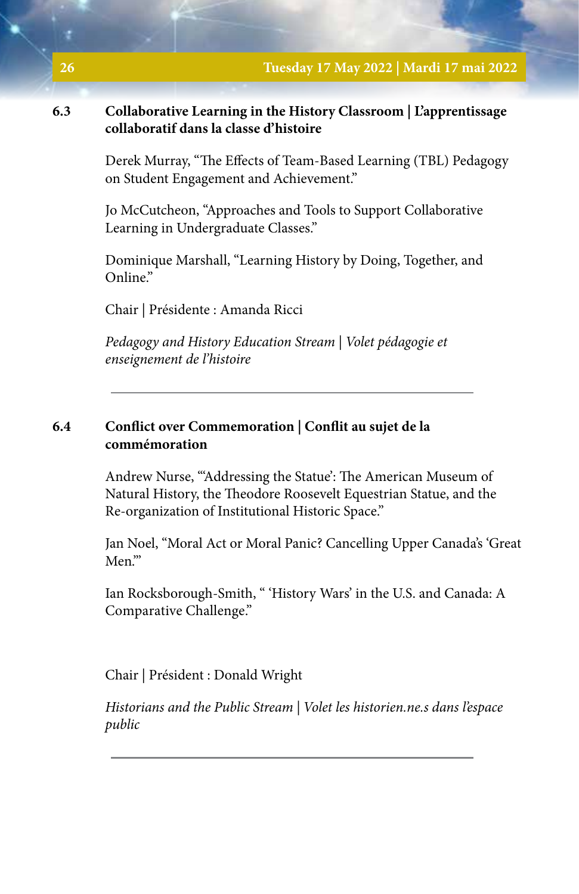## 6.3 Collaborative Learning in the History Classroom | L'apprentissage collaboratif dans la classe d'histoire

Derek Murray, "The Effects of Team-Based Learning (TBL) Pedagogy on Student Engagement and Achievement."

Jo McCutcheon, "Approaches and Tools to Support Collaborative Learning in Undergraduate Classes."

Dominique Marshall, "Learning History by Doing, Together, and Online."

Chair | Présidente : Amanda Ricci

*Pedagogy and History Education Stream | Volet pédagogie et enseignement de l'histoire*

---

## 6.4 Conflict over Commemoration | Conflit au sujet de la commémoration

Andrew Nurse, "'Addressing the Statue': The American Museum of Natural History, the Theodore Roosevelt Equestrian Statue, and the Re-organization of Institutional Historic Space."

Jan Noel, "Moral Act or Moral Panic? Cancelling Upper Canada's 'Great Men.'"

Ian Rocksborough-Smith, " 'History Wars' in the U.S. and Canada: A Comparative Challenge."

Chair | Président : Donald Wright

*Historians and the Public Stream | Volet les historien.ne.s dans l'espace public*

---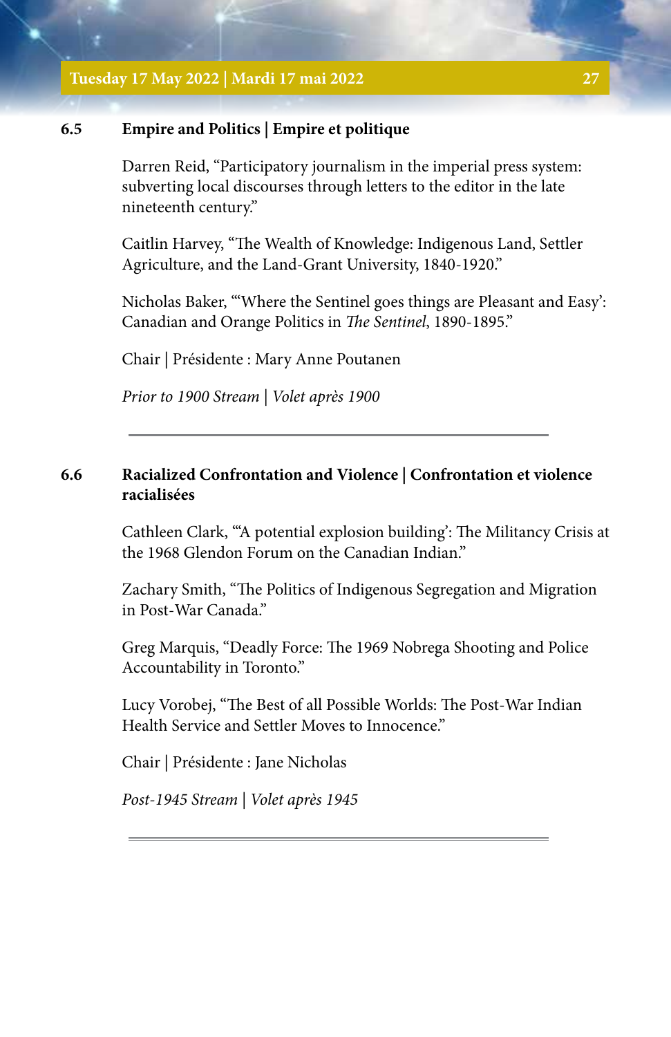### 6.5 Empire and Politics | Empire et politique

Darren Reid, "Participatory journalism in the imperial press system: subverting local discourses through letters to the editor in the late nineteenth century."

Caitlin Harvey, "The Wealth of Knowledge: Indigenous Land, Settler Agriculture, and the Land-Grant University, 1840-1920."

Nicholas Baker, "'Where the Sentinel goes things are Pleasant and Easy': Canadian and Orange Politics in *The Sentinel*, 1890-1895."

Chair | Présidente : Mary Anne Poutanen

*Prior to 1900 Stream | Volet après 1900*

---

### 6.6 Racialized Confrontation and Violence | Confrontation et violence racialisées

Cathleen Clark, "'A potential explosion building': The Militancy Crisis at the 1968 Glendon Forum on the Canadian Indian."

Zachary Smith, "The Politics of Indigenous Segregation and Migration in Post-War Canada."

Greg Marquis, "Deadly Force: The 1969 Nobrega Shooting and Police Accountability in Toronto."

Lucy Vorobej, "The Best of all Possible Worlds: The Post-War Indian Health Service and Settler Moves to Innocence."

Chair | Présidente : Jane Nicholas

*Post-1945 Stream | Volet après 1945*

---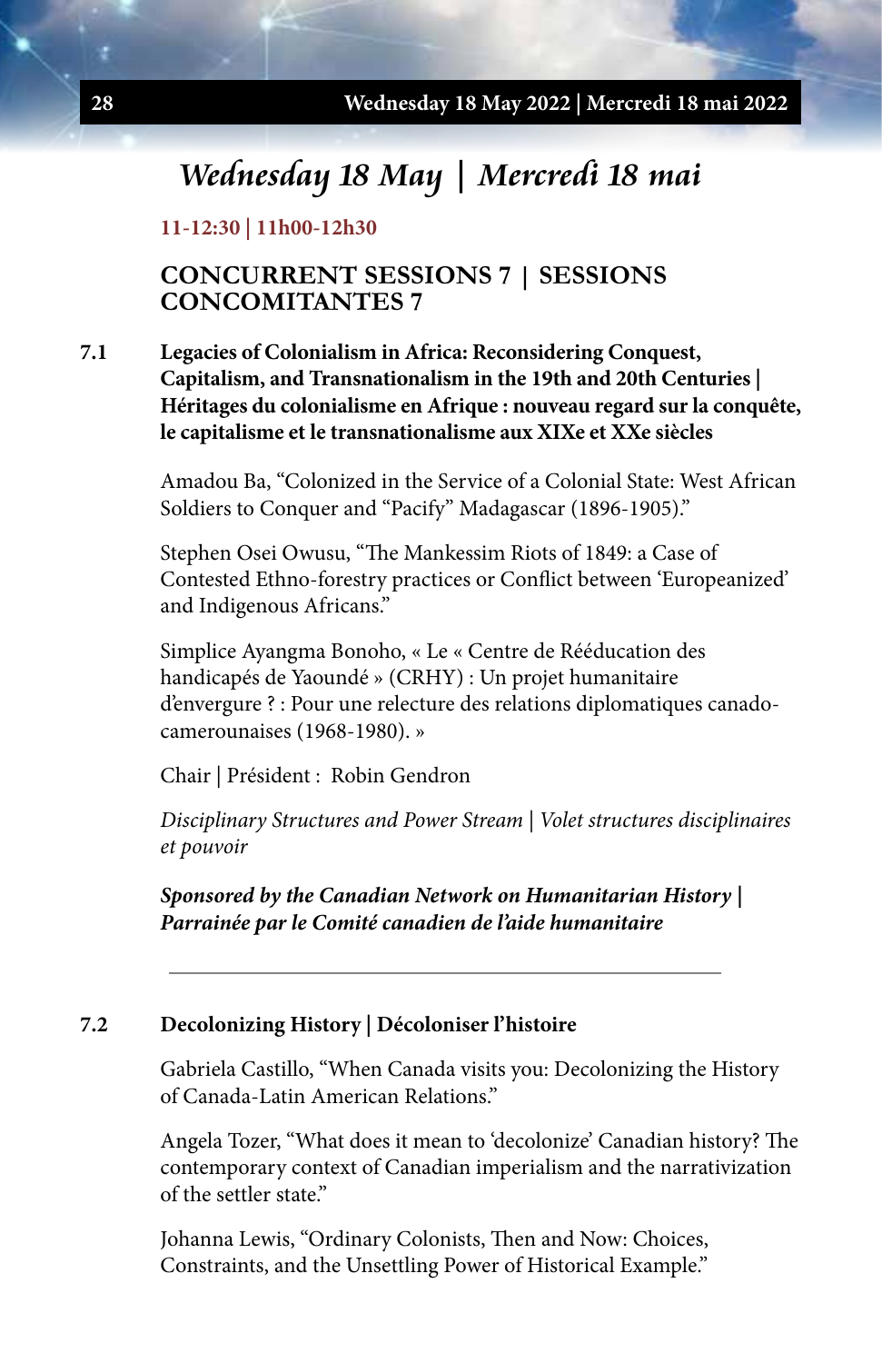# Wednesday 18 May | Mercredi 18 mai

**11-12:30 | 11h00-12h30**

## CONCURRENT SESSIONS 7 | SESSIONS CONCOMITANTES 7

### 7.1 Legacies of Colonialism in Africa: Reconsidering Conquest, Capitalism, and Transnationalism in the 19th and 20th Centuries | Héritages du colonialisme en Afrique : nouveau regard sur la conquête, le capitalisme et le transnationalisme aux XIXe et XXe siècles

Amadou Ba, "Colonized in the Service of a Colonial State: West African Soldiers to Conquer and "Pacify" Madagascar (1896-1905)."

Stephen Osei Owusu, "The Mankessim Riots of 1849: a Case of Contested Ethno-forestry practices or Conflict between 'Europeanized' and Indigenous Africans."

Simplice Ayangma Bonoho, « Le « Centre de Rééducation des handicapés de Yaoundé » (CRHY) : Un projet humanitaire d'envergure ? : Pour une relecture des relations diplomatiques canado-camerounaises (1968-1980). »

Chair | Président : Robin Gendron

*Disciplinary Structures and Power Stream | Volet structures disciplinaires et pouvoir*

***Sponsored by the Canadian Network on Humanitarian History | Parrainée par le Comité canadien de l'aide humanitaire***

---

### 7.2 Decolonizing History | Décoloniser l'histoire

Gabriela Castillo, "When Canada visits you: Decolonizing the History of Canada-Latin American Relations."

Angela Tozer, "What does it mean to 'decolonize' Canadian history? The contemporary context of Canadian imperialism and the narrativization of the settler state."

Johanna Lewis, "Ordinary Colonists, Then and Now: Choices, Constraints, and the Unsettling Power of Historical Example."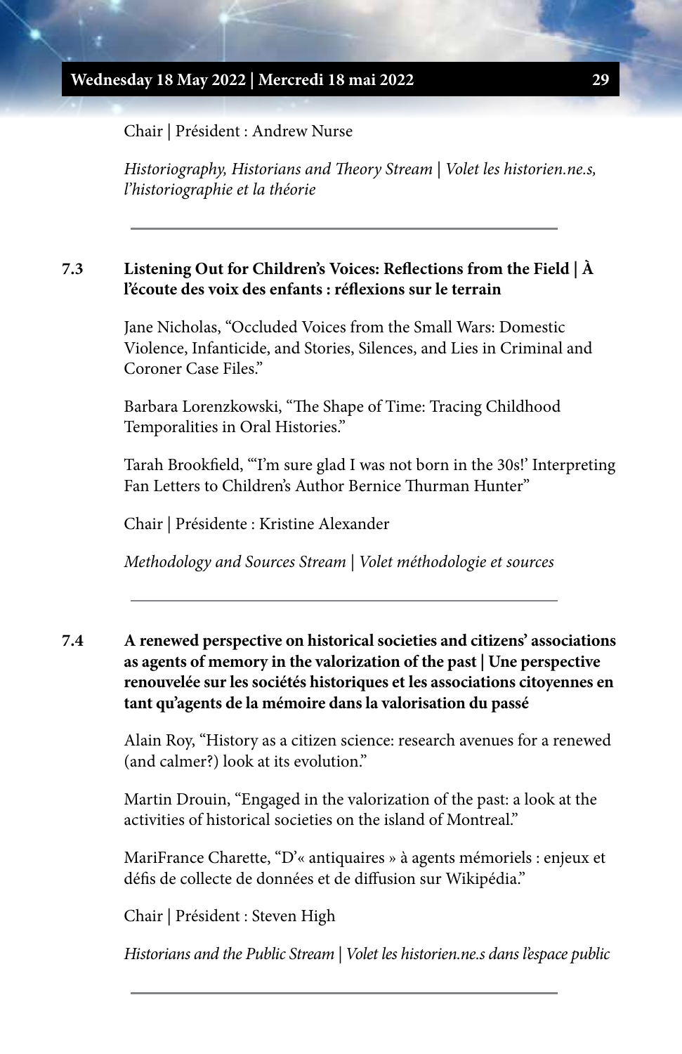Chair | Président : Andrew Nurse

*Historiography, Historians and Theory Stream | Volet les historien.ne.s, l'historiographie et la théorie*

---

### 7.3 Listening Out for Children's Voices: Reflections from the Field | À l'écoute des voix des enfants : réflexions sur le terrain

Jane Nicholas, "Occluded Voices from the Small Wars: Domestic Violence, Infanticide, and Stories, Silences, and Lies in Criminal and Coroner Case Files."

Barbara Lorenzkowski, "The Shape of Time: Tracing Childhood Temporalities in Oral Histories."

Tarah Brookfield, "'I'm sure glad I was not born in the 30s!' Interpreting Fan Letters to Children's Author Bernice Thurman Hunter"

Chair | Présidente : Kristine Alexander

*Methodology and Sources Stream | Volet méthodologie et sources*

---

### 7.4 A renewed perspective on historical societies and citizens' associations as agents of memory in the valorization of the past | Une perspective renouvelée sur les sociétés historiques et les associations citoyennes en tant qu'agents de la mémoire dans la valorisation du passé

Alain Roy, "History as a citizen science: research avenues for a renewed (and calmer?) look at its evolution."

Martin Drouin, "Engaged in the valorization of the past: a look at the activities of historical societies on the island of Montreal."

MariFrance Charette, "D'« antiquaires » à agents mémoriels : enjeux et défis de collecte de données et de diffusion sur Wikipédia."

Chair | Président : Steven High

*Historians and the Public Stream | Volet les historien.ne.s dans l'espace public*

---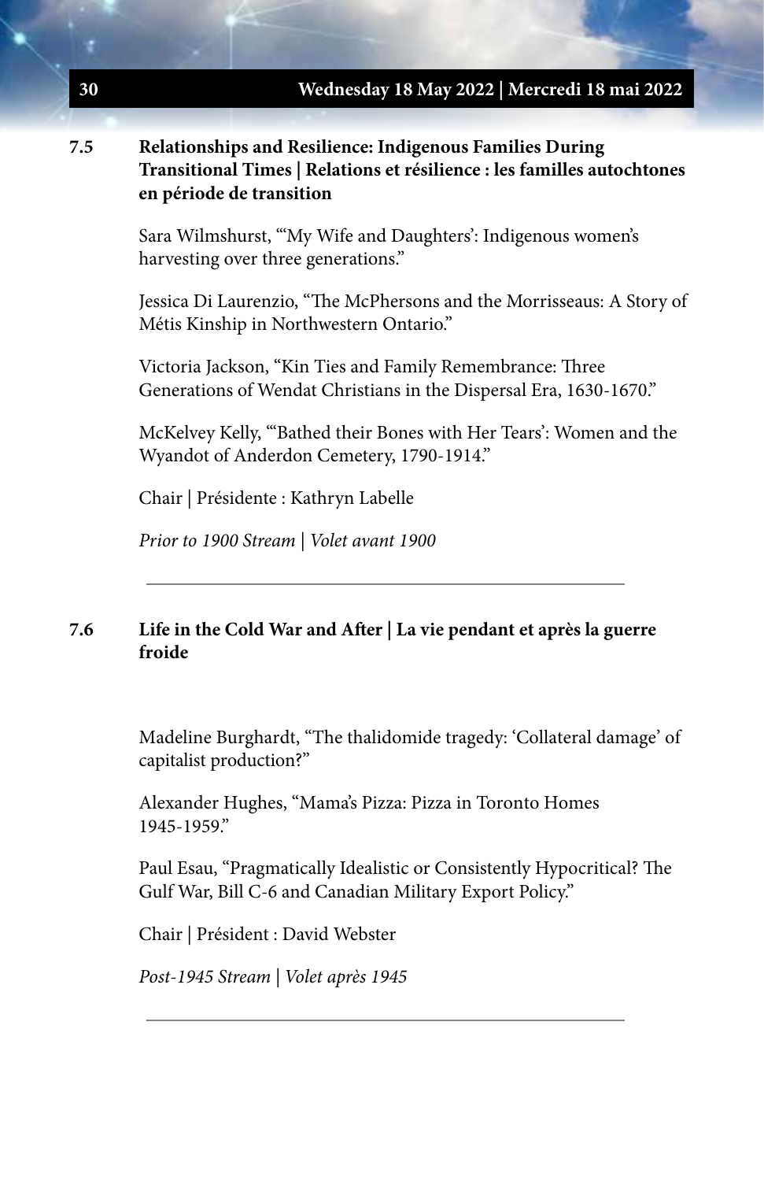## 7.5 Relationships and Resilience: Indigenous Families During Transitional Times | Relations et résilience : les familles autochtones en période de transition

Sara Wilmshurst, "'My Wife and Daughters': Indigenous women's harvesting over three generations."

Jessica Di Laurenzio, "The McPhersons and the Morrisseaus: A Story of Métis Kinship in Northwestern Ontario."

Victoria Jackson, "Kin Ties and Family Remembrance: Three Generations of Wendat Christians in the Dispersal Era, 1630-1670."

McKelvey Kelly, "'Bathed their Bones with Her Tears': Women and the Wyandot of Anderdon Cemetery, 1790-1914."

Chair | Présidente : Kathryn Labelle

*Prior to 1900 Stream | Volet avant 1900*

---

## 7.6 Life in the Cold War and After | La vie pendant et après la guerre froide

Madeline Burghardt, "The thalidomide tragedy: 'Collateral damage' of capitalist production?"

Alexander Hughes, "Mama's Pizza: Pizza in Toronto Homes 1945-1959."

Paul Esau, "Pragmatically Idealistic or Consistently Hypocritical? The Gulf War, Bill C-6 and Canadian Military Export Policy."

Chair | Président : David Webster

*Post-1945 Stream | Volet après 1945*

---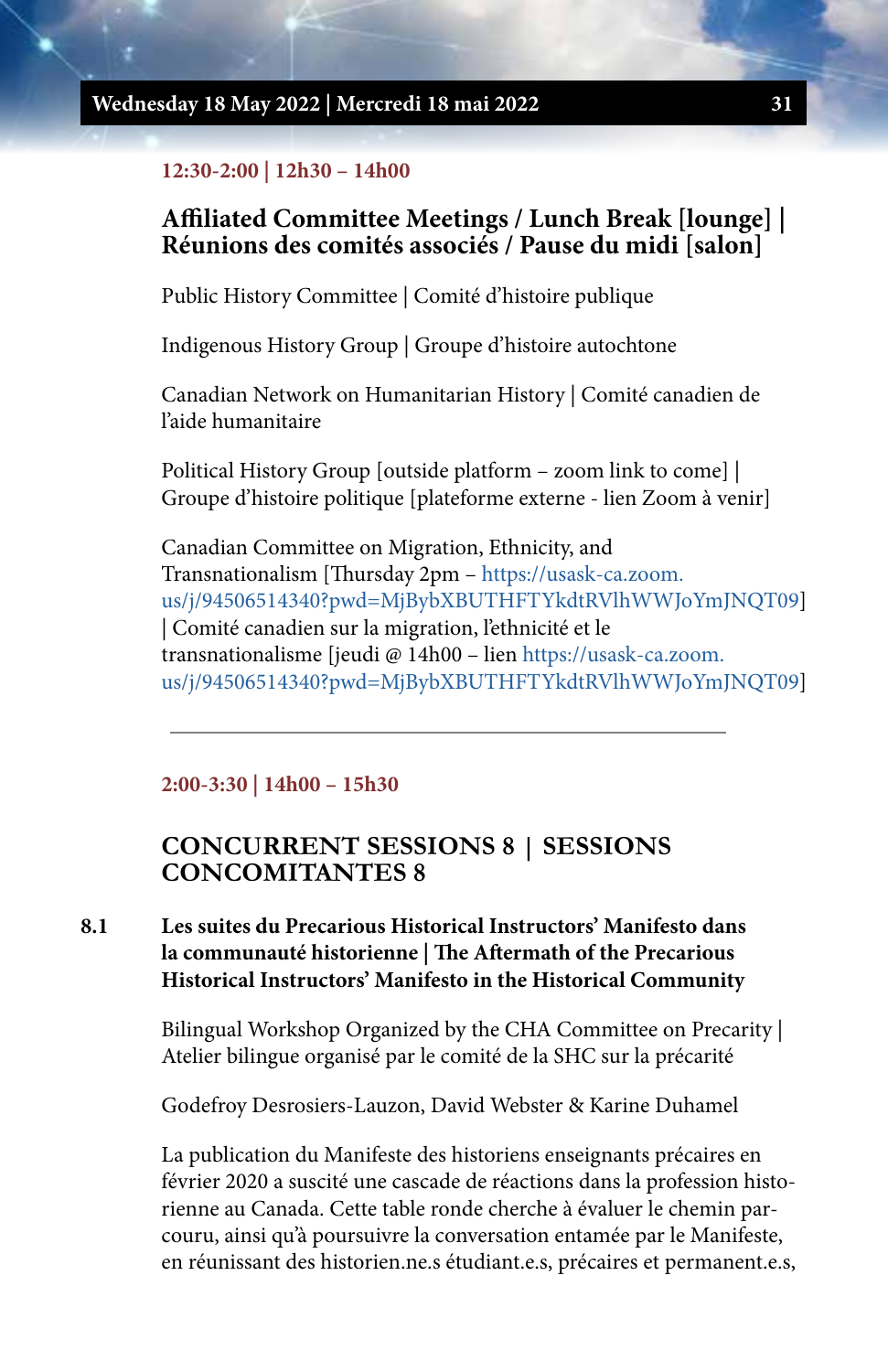12:30-2:00 | 12h30 – 14h00

## Affiliated Committee Meetings / Lunch Break [lounge] | Réunions des comités associés / Pause du midi [salon]

Public History Committee | Comité d'histoire publique

Indigenous History Group | Groupe d'histoire autochtone

Canadian Network on Humanitarian History | Comité canadien de l'aide humanitaire

Political History Group [outside platform – zoom link to come] | Groupe d'histoire politique [plateforme externe - lien Zoom à venir]

Canadian Committee on Migration, Ethnicity, and Transnationalism [Thursday 2pm – https://usask-ca.zoom.us/j/94506514340?pwd=MjBybXBUTHFTYkdtRVlhWWJoYmJNQT09] | Comité canadien sur la migration, l'ethnicité et le transnationalisme [jeudi @ 14h00 – lien https://usask-ca.zoom.us/j/94506514340?pwd=MjBybXBUTHFTYkdtRVlhWWJoYmJNQT09]

---

2:00-3:30 | 14h00 – 15h30

## CONCURRENT SESSIONS 8 | SESSIONS CONCOMITANTES 8

### 8.1 Les suites du Precarious Historical Instructors' Manifesto dans la communauté historienne | The Aftermath of the Precarious Historical Instructors' Manifesto in the Historical Community

Bilingual Workshop Organized by the CHA Committee on Precarity | Atelier bilingue organisé par le comité de la SHC sur la précarité

Godefroy Desrosiers-Lauzon, David Webster & Karine Duhamel

La publication du Manifeste des historiens enseignants précaires en février 2020 a suscité une cascade de réactions dans la profession historienne au Canada. Cette table ronde cherche à évaluer le chemin parcouru, ainsi qu'à poursuivre la conversation entamée par le Manifeste, en réunissant des historien.ne.s étudiant.e.s, précaires et permanent.e.s,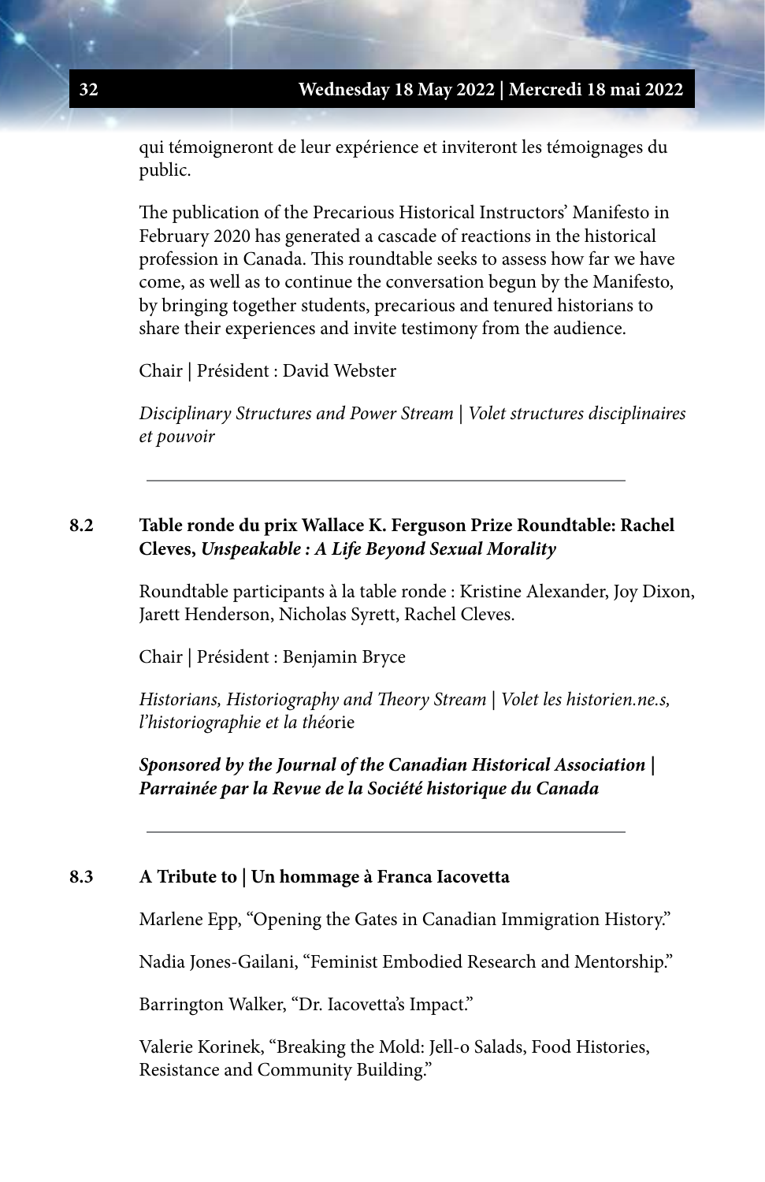qui témoigneront de leur expérience et inviteront les témoignages du public.

The publication of the Precarious Historical Instructors' Manifesto in February 2020 has generated a cascade of reactions in the historical profession in Canada. This roundtable seeks to assess how far we have come, as well as to continue the conversation begun by the Manifesto, by bringing together students, precarious and tenured historians to share their experiences and invite testimony from the audience.

Chair | Président : David Webster

*Disciplinary Structures and Power Stream | Volet structures disciplinaires et pouvoir*

---

### 8.2 Table ronde du prix Wallace K. Ferguson Prize Roundtable: Rachel Cleves, *Unspeakable : A Life Beyond Sexual Morality*

Roundtable participants à la table ronde : Kristine Alexander, Joy Dixon, Jarett Henderson, Nicholas Syrett, Rachel Cleves.

Chair | Président : Benjamin Bryce

*Historians, Historiography and Theory Stream | Volet les historien.ne.s, l'historiographie et la thé*orie

***Sponsored by the Journal of the Canadian Historical Association | Parrainée par la Revue de la Société historique du Canada***

---

### 8.3 A Tribute to | Un hommage à Franca Iacovetta

Marlene Epp, "Opening the Gates in Canadian Immigration History."

Nadia Jones-Gailani, "Feminist Embodied Research and Mentorship."

Barrington Walker, "Dr. Iacovetta's Impact."

Valerie Korinek, "Breaking the Mold: Jell-o Salads, Food Histories, Resistance and Community Building."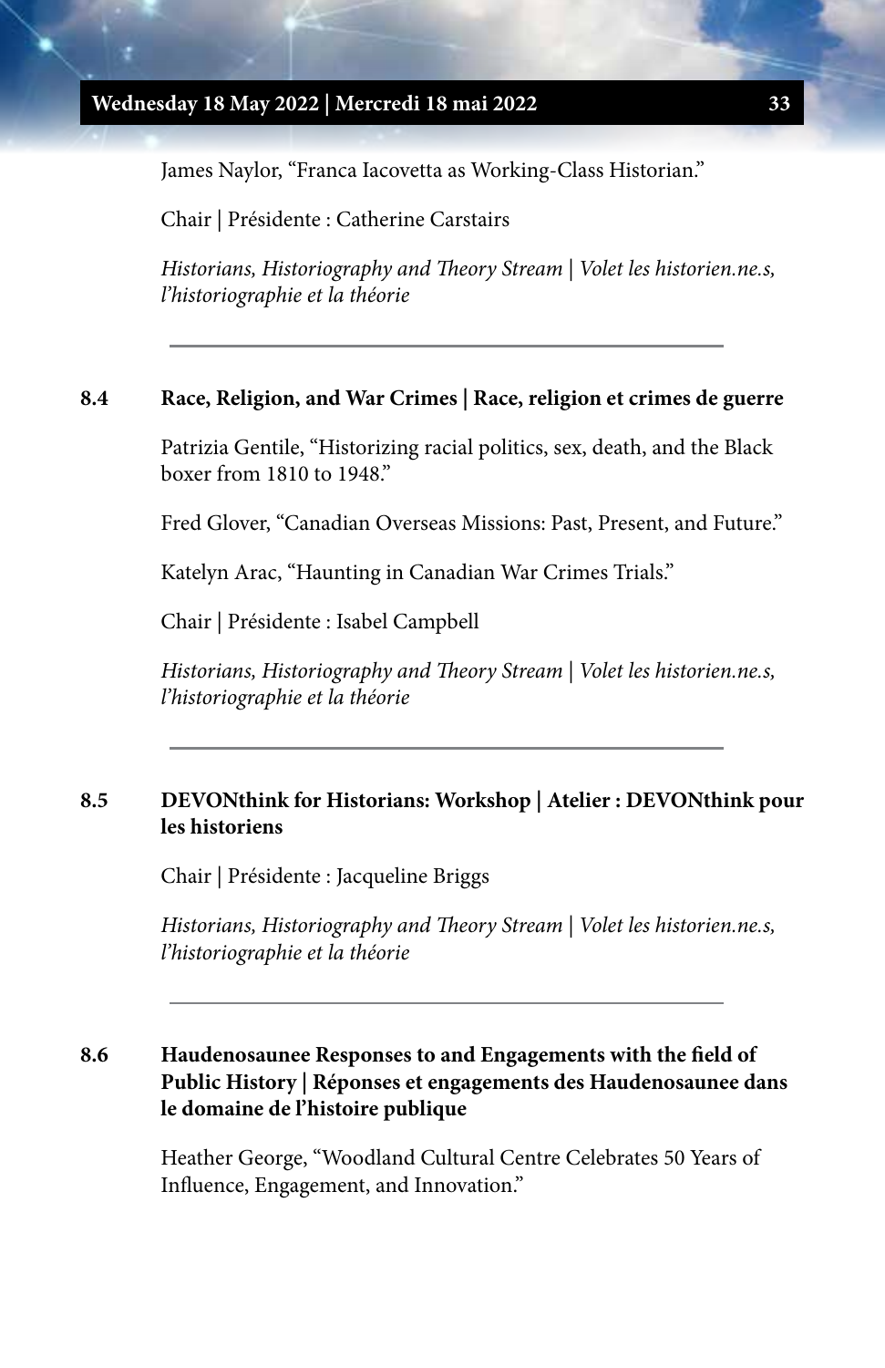James Naylor, “Franca Iacovetta as Working-Class Historian.”

Chair | Présidente : Catherine Carstairs

*Historians, Historiography and Theory Stream | Volet les historien.ne.s, l’historiographie et la théorie*

---

### 8.4 Race, Religion, and War Crimes | Race, religion et crimes de guerre

Patrizia Gentile, “Historizing racial politics, sex, death, and the Black boxer from 1810 to 1948.”

Fred Glover, “Canadian Overseas Missions: Past, Present, and Future.”

Katelyn Arac, “Haunting in Canadian War Crimes Trials.”

Chair | Présidente : Isabel Campbell

*Historians, Historiography and Theory Stream | Volet les historien.ne.s, l’historiographie et la théorie*

---

### 8.5 DEVONthink for Historians: Workshop | Atelier : DEVONthink pour les historiens

Chair | Présidente : Jacqueline Briggs

*Historians, Historiography and Theory Stream | Volet les historien.ne.s, l’historiographie et la théorie*

---

### 8.6 Haudenosaunee Responses to and Engagements with the field of Public History | Réponses et engagements des Haudenosaunee dans le domaine de l’histoire publique

Heather George, “Woodland Cultural Centre Celebrates 50 Years of Influence, Engagement, and Innovation.”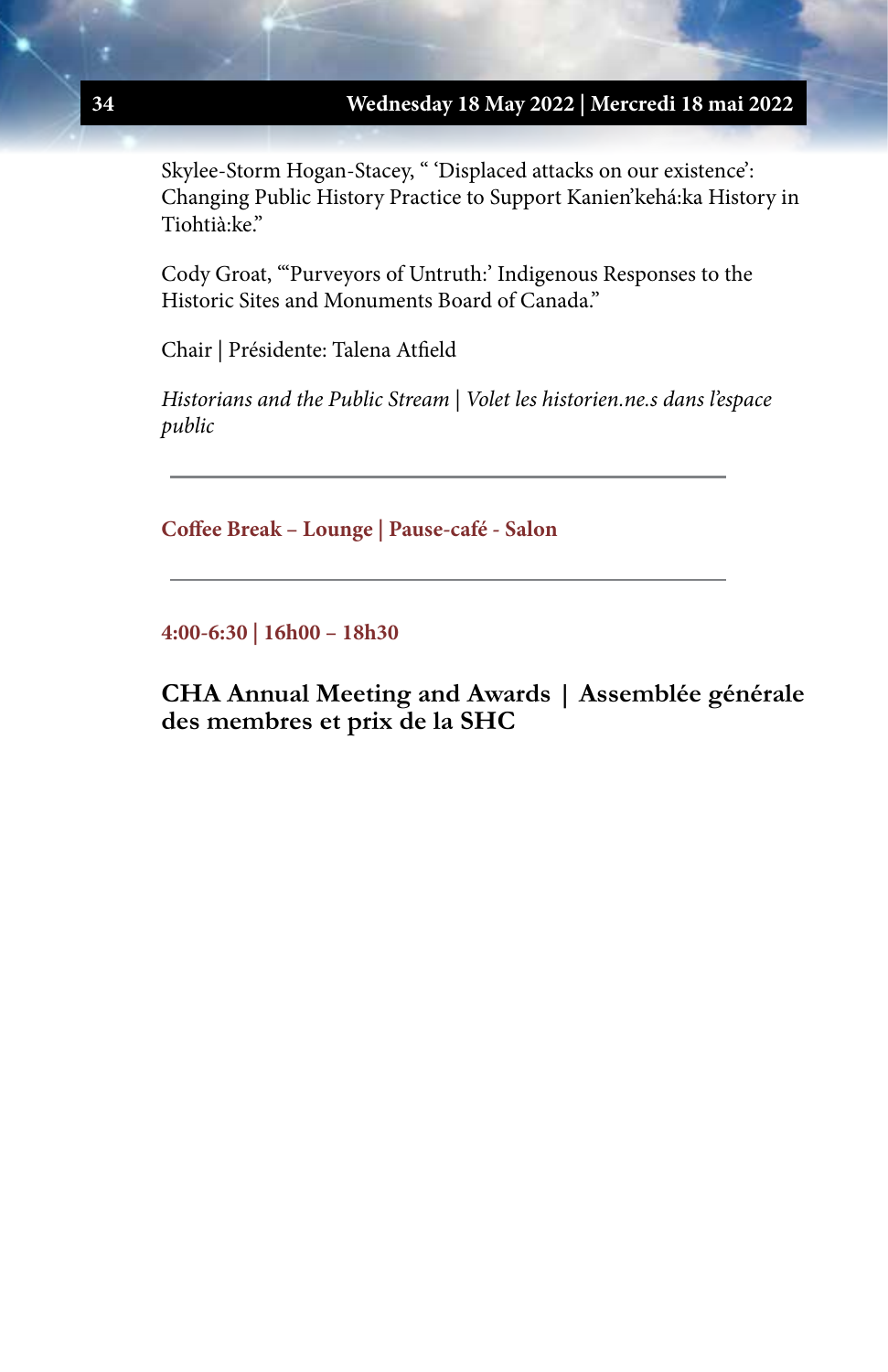Skylee-Storm Hogan-Stacey, " 'Displaced attacks on our existence': Changing Public History Practice to Support Kanien'kehá:ka History in Tiohtià:ke."

Cody Groat, "'Purveyors of Untruth:' Indigenous Responses to the Historic Sites and Monuments Board of Canada."

Chair | Présidente: Talena Atfield

*Historians and the Public Stream | Volet les historien.ne.s dans l'espace public*

---

**Coffee Break – Lounge | Pause-café - Salon**

---

**4:00-6:30 | 16h00 – 18h30**

## CHA Annual Meeting and Awards | Assemblée générale des membres et prix de la SHC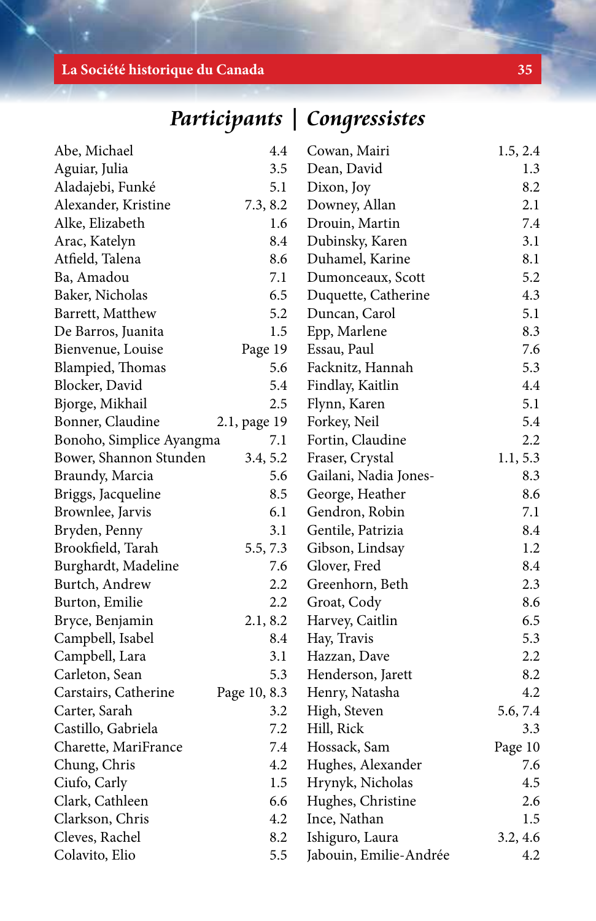# *Participants | Congressistes*

| Name | Session |
|---|---|
| Abe, Michael | 4.4 |
| Aguiar, Julia | 3.5 |
| Aladajebi, Funké | 5.1 |
| Alexander, Kristine | 7.3, 8.2 |
| Alke, Elizabeth | 1.6 |
| Arac, Katelyn | 8.4 |
| Atfield, Talena | 8.6 |
| Ba, Amadou | 7.1 |
| Baker, Nicholas | 6.5 |
| Barrett, Matthew | 5.2 |
| De Barros, Juanita | 1.5 |
| Bienvenue, Louise | Page 19 |
| Blampied, Thomas | 5.6 |
| Blocker, David | 5.4 |
| Bjorge, Mikhail | 2.5 |
| Bonner, Claudine | 2.1, page 19 |
| Bonoho, Simplice Ayangma | 7.1 |
| Bower, Shannon Stunden | 3.4, 5.2 |
| Braundy, Marcia | 5.6 |
| Briggs, Jacqueline | 8.5 |
| Brownlee, Jarvis | 6.1 |
| Bryden, Penny | 3.1 |
| Brookfield, Tarah | 5.5, 7.3 |
| Burghardt, Madeline | 7.6 |
| Burtch, Andrew | 2.2 |
| Burton, Emilie | 2.2 |
| Bryce, Benjamin | 2.1, 8.2 |
| Campbell, Isabel | 8.4 |
| Campbell, Lara | 3.1 |
| Carleton, Sean | 5.3 |
| Carstairs, Catherine | Page 10, 8.3 |
| Carter, Sarah | 3.2 |
| Castillo, Gabriela | 7.2 |
| Charette, MariFrance | 7.4 |
| Chung, Chris | 4.2 |
| Ciufo, Carly | 1.5 |
| Clark, Cathleen | 6.6 |
| Clarkson, Chris | 4.2 |
| Cleves, Rachel | 8.2 |
| Colavito, Elio | 5.5 |
| Cowan, Mairi | 1.5, 2.4 |
| Dean, David | 1.3 |
| Dixon, Joy | 8.2 |
| Downey, Allan | 2.1 |
| Drouin, Martin | 7.4 |
| Dubinsky, Karen | 3.1 |
| Duhamel, Karine | 8.1 |
| Dumonceaux, Scott | 5.2 |
| Duquette, Catherine | 4.3 |
| Duncan, Carol | 5.1 |
| Epp, Marlene | 8.3 |
| Essau, Paul | 7.6 |
| Facknitz, Hannah | 5.3 |
| Findlay, Kaitlin | 4.4 |
| Flynn, Karen | 5.1 |
| Forkey, Neil | 5.4 |
| Fortin, Claudine | 2.2 |
| Fraser, Crystal | 1.1, 5.3 |
| Gailani, Nadia Jones- | 8.3 |
| George, Heather | 8.6 |
| Gendron, Robin | 7.1 |
| Gentile, Patrizia | 8.4 |
| Gibson, Lindsay | 1.2 |
| Glover, Fred | 8.4 |
| Greenhorn, Beth | 2.3 |
| Groat, Cody | 8.6 |
| Harvey, Caitlin | 6.5 |
| Hay, Travis | 5.3 |
| Hazzan, Dave | 2.2 |
| Henderson, Jarett | 8.2 |
| Henry, Natasha | 4.2 |
| High, Steven | 5.6, 7.4 |
| Hill, Rick | 3.3 |
| Hossack, Sam | Page 10 |
| Hughes, Alexander | 7.6 |
| Hrynyk, Nicholas | 4.5 |
| Hughes, Christine | 2.6 |
| Ince, Nathan | 1.5 |
| Ishiguro, Laura | 3.2, 4.6 |
| Jabouin, Emilie-Andrée | 4.2 |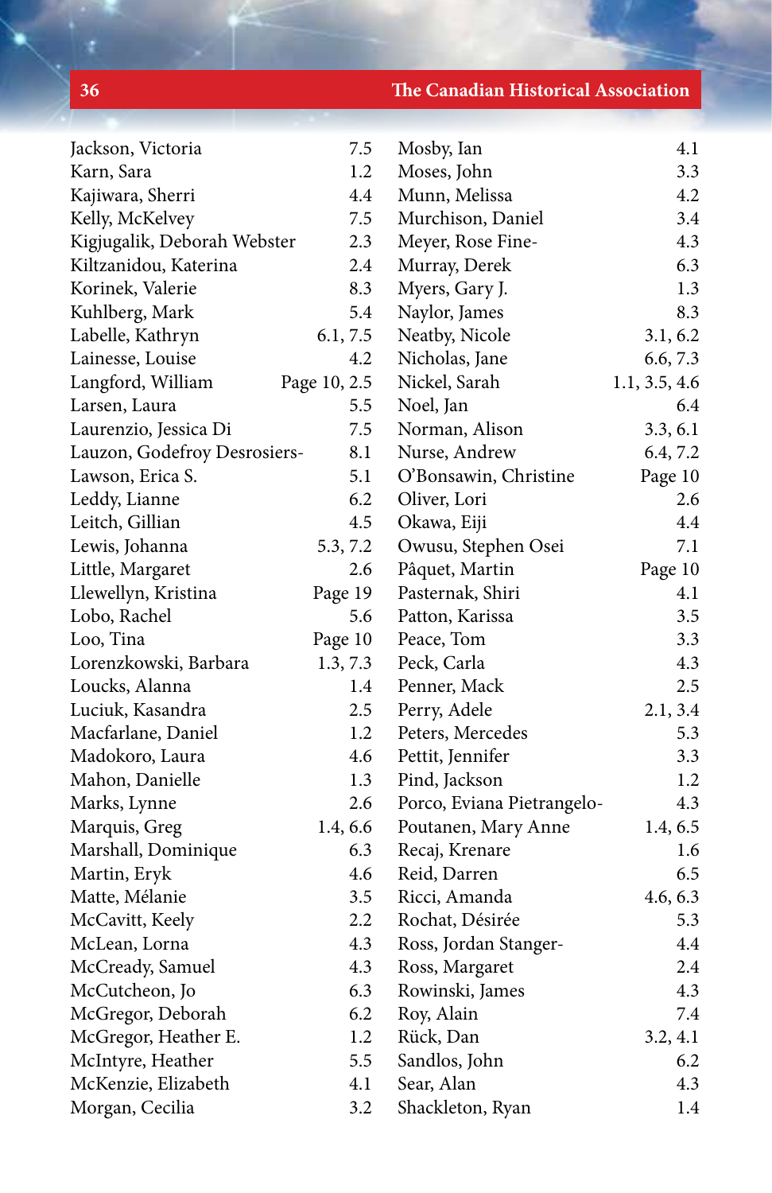| | |
|---|---|
| Jackson, Victoria | 7.5 |
| Karn, Sara | 1.2 |
| Kajiwara, Sherri | 4.4 |
| Kelly, McKelvey | 7.5 |
| Kigjugalik, Deborah Webster | 2.3 |
| Kiltzanidou, Katerina | 2.4 |
| Korinek, Valerie | 8.3 |
| Kuhlberg, Mark | 5.4 |
| Labelle, Kathryn | 6.1, 7.5 |
| Lainesse, Louise | 4.2 |
| Langford, William | Page 10, 2.5 |
| Larsen, Laura | 5.5 |
| Laurenzio, Jessica Di | 7.5 |
| Lauzon, Godefroy Desrosiers- | 8.1 |
| Lawson, Erica S. | 5.1 |
| Leddy, Lianne | 6.2 |
| Leitch, Gillian | 4.5 |
| Lewis, Johanna | 5.3, 7.2 |
| Little, Margaret | 2.6 |
| Llewellyn, Kristina | Page 19 |
| Lobo, Rachel | 5.6 |
| Loo, Tina | Page 10 |
| Lorenzkowski, Barbara | 1.3, 7.3 |
| Loucks, Alanna | 1.4 |
| Luciuk, Kasandra | 2.5 |
| Macfarlane, Daniel | 1.2 |
| Madokoro, Laura | 4.6 |
| Mahon, Danielle | 1.3 |
| Marks, Lynne | 2.6 |
| Marquis, Greg | 1.4, 6.6 |
| Marshall, Dominique | 6.3 |
| Martin, Eryk | 4.6 |
| Matte, Mélanie | 3.5 |
| McCavitt, Keely | 2.2 |
| McLean, Lorna | 4.3 |
| McCready, Samuel | 4.3 |
| McCutcheon, Jo | 6.3 |
| McGregor, Deborah | 6.2 |
| McGregor, Heather E. | 1.2 |
| McIntyre, Heather | 5.5 |
| McKenzie, Elizabeth | 4.1 |
| Morgan, Cecilia | 3.2 |
| Mosby, Ian | 4.1 |
| Moses, John | 3.3 |
| Munn, Melissa | 4.2 |
| Murchison, Daniel | 3.4 |
| Meyer, Rose Fine- | 4.3 |
| Murray, Derek | 6.3 |
| Myers, Gary J. | 1.3 |
| Naylor, James | 8.3 |
| Neatby, Nicole | 3.1, 6.2 |
| Nicholas, Jane | 6.6, 7.3 |
| Nickel, Sarah | 1.1, 3.5, 4.6 |
| Noel, Jan | 6.4 |
| Norman, Alison | 3.3, 6.1 |
| Nurse, Andrew | 6.4, 7.2 |
| O'Bonsawin, Christine | Page 10 |
| Oliver, Lori | 2.6 |
| Okawa, Eiji | 4.4 |
| Owusu, Stephen Osei | 7.1 |
| Pâquet, Martin | Page 10 |
| Pasternak, Shiri | 4.1 |
| Patton, Karissa | 3.5 |
| Peace, Tom | 3.3 |
| Peck, Carla | 4.3 |
| Penner, Mack | 2.5 |
| Perry, Adele | 2.1, 3.4 |
| Peters, Mercedes | 5.3 |
| Pettit, Jennifer | 3.3 |
| Pind, Jackson | 1.2 |
| Porco, Eviana Pietrangelo- | 4.3 |
| Poutanen, Mary Anne | 1.4, 6.5 |
| Recaj, Krenare | 1.6 |
| Reid, Darren | 6.5 |
| Ricci, Amanda | 4.6, 6.3 |
| Rochat, Désirée | 5.3 |
| Ross, Jordan Stanger- | 4.4 |
| Ross, Margaret | 2.4 |
| Rowinski, James | 4.3 |
| Roy, Alain | 7.4 |
| Rück, Dan | 3.2, 4.1 |
| Sandlos, John | 6.2 |
| Sear, Alan | 4.3 |
| Shackleton, Ryan | 1.4 |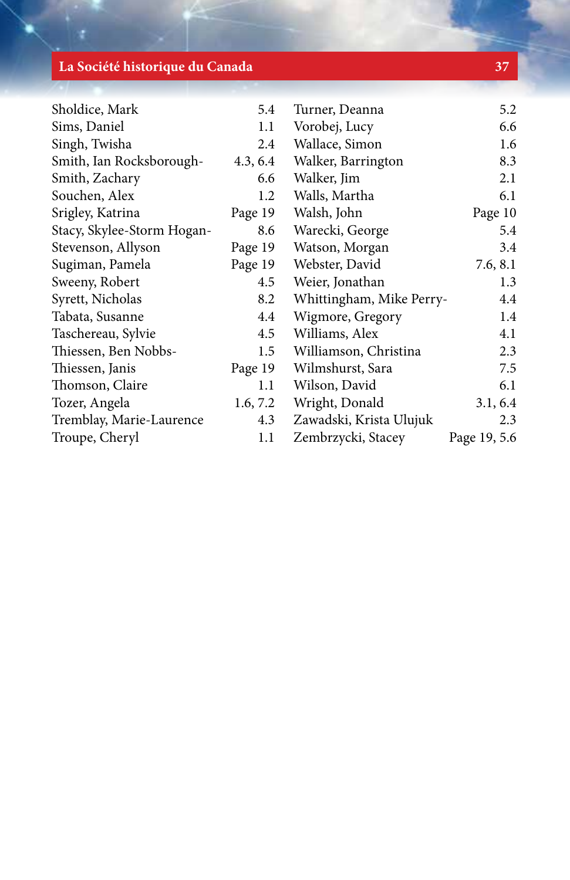| | |
|---|---|
| Sholdice, Mark | 5.4 |
| Sims, Daniel | 1.1 |
| Singh, Twisha | 2.4 |
| Smith, Ian Rocksborough- | 4.3, 6.4 |
| Smith, Zachary | 6.6 |
| Souchen, Alex | 1.2 |
| Srigley, Katrina | Page 19 |
| Stacy, Skylee-Storm Hogan- | 8.6 |
| Stevenson, Allyson | Page 19 |
| Sugiman, Pamela | Page 19 |
| Sweeny, Robert | 4.5 |
| Syrett, Nicholas | 8.2 |
| Tabata, Susanne | 4.4 |
| Taschereau, Sylvie | 4.5 |
| Thiessen, Ben Nobbs- | 1.5 |
| Thiessen, Janis | Page 19 |
| Thomson, Claire | 1.1 |
| Tozer, Angela | 1.6, 7.2 |
| Tremblay, Marie-Laurence | 4.3 |
| Troupe, Cheryl | 1.1 |
| Turner, Deanna | 5.2 |
| Vorobej, Lucy | 6.6 |
| Wallace, Simon | 1.6 |
| Walker, Barrington | 8.3 |
| Walker, Jim | 2.1 |
| Walls, Martha | 6.1 |
| Walsh, John | Page 10 |
| Warecki, George | 5.4 |
| Watson, Morgan | 3.4 |
| Webster, David | 7.6, 8.1 |
| Weier, Jonathan | 1.3 |
| Whittingham, Mike Perry- | 4.4 |
| Wigmore, Gregory | 1.4 |
| Williams, Alex | 4.1 |
| Williamson, Christina | 2.3 |
| Wilmshurst, Sara | 7.5 |
| Wilson, David | 6.1 |
| Wright, Donald | 3.1, 6.4 |
| Zawadski, Krista Ulujuk | 2.3 |
| Zembrzycki, Stacey | Page 19, 5.6 |